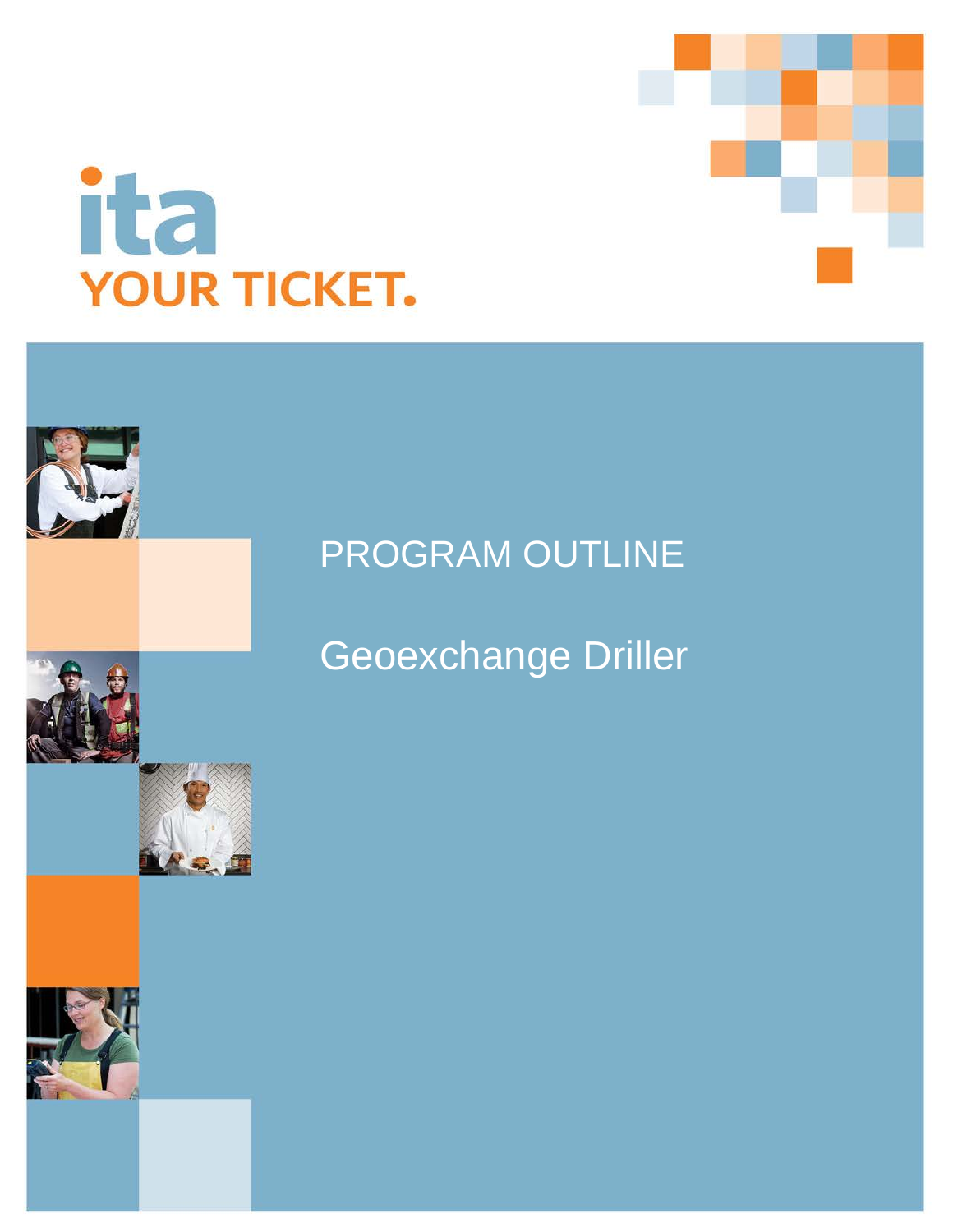ita

YOUR TICKET.

# PROGRAM OUTLINE

## Geoexchange Driller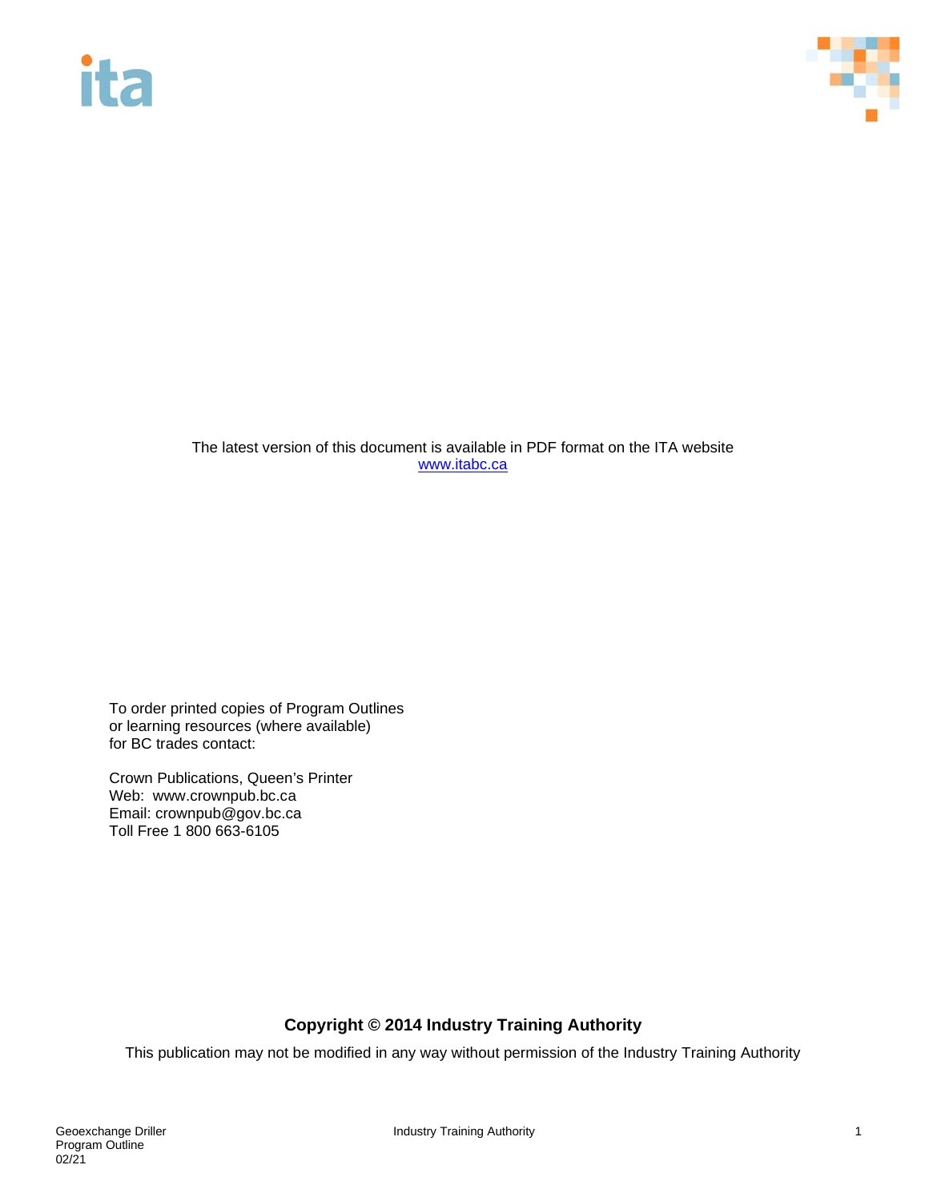The latest version of this document is available in PDF format on the ITA website
[www.itabc.ca](http://www.itabc.ca)

To order printed copies of Program Outlines
or learning resources (where available)
for BC trades contact:

Crown Publications, Queen's Printer
Web: www.crownpub.bc.ca
Email: crownpub@gov.bc.ca
Toll Free 1 800 663-6105

**Copyright © 2014 Industry Training Authority**

This publication may not be modified in any way without permission of the Industry Training Authority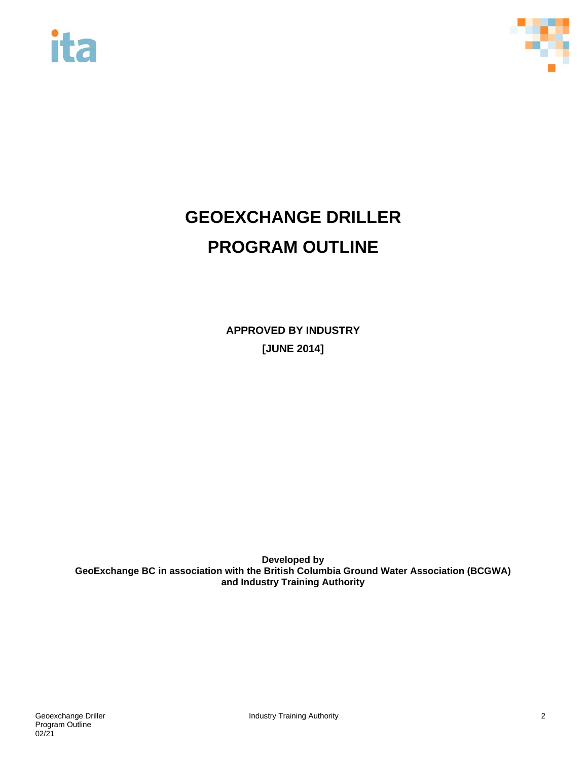# GEOEXCHANGE DRILLER

# PROGRAM OUTLINE

**APPROVED BY INDUSTRY**

**[JUNE 2014]**

**Developed by**
**GeoExchange BC in association with the British Columbia Ground Water Association (BCGWA)**
**and Industry Training Authority**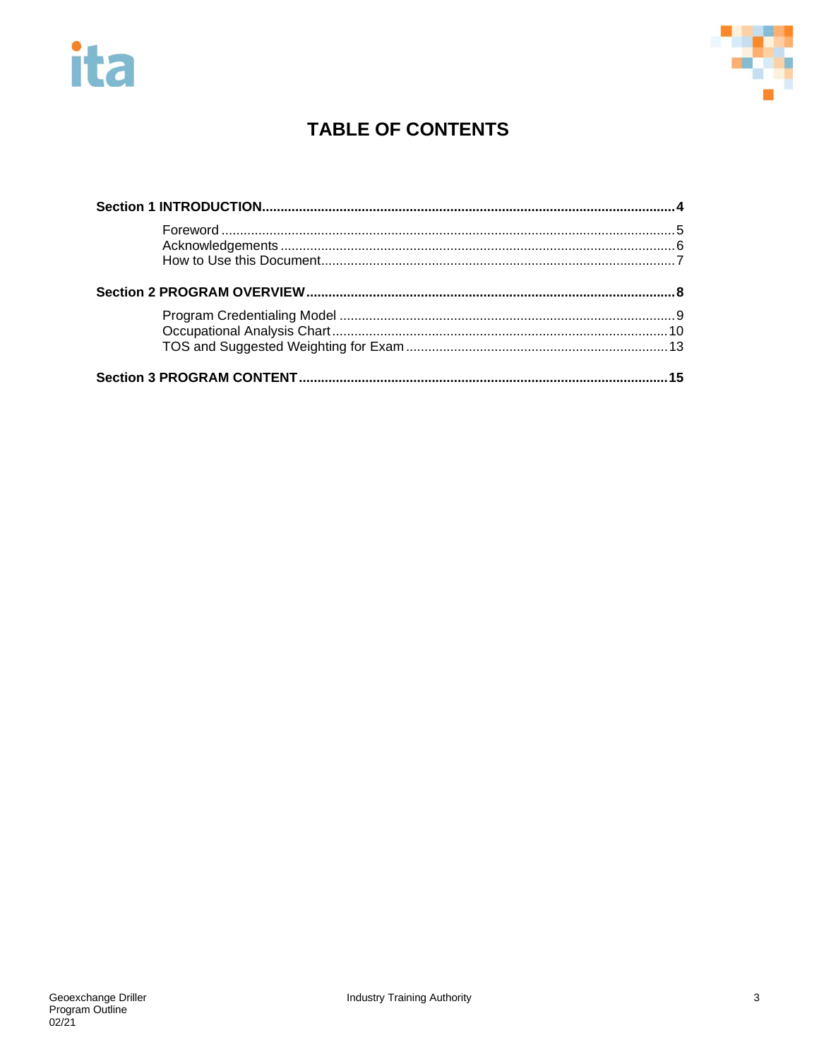# TABLE OF CONTENTS

**Section 1 INTRODUCTION** .......... **4**

- Foreword .......... 5
- Acknowledgements .......... 6
- How to Use this Document .......... 7

**Section 2 PROGRAM OVERVIEW** .......... **8**

- Program Credentialing Model .......... 9
- Occupational Analysis Chart .......... 10
- TOS and Suggested Weighting for Exam .......... 13

**Section 3 PROGRAM CONTENT** .......... **15**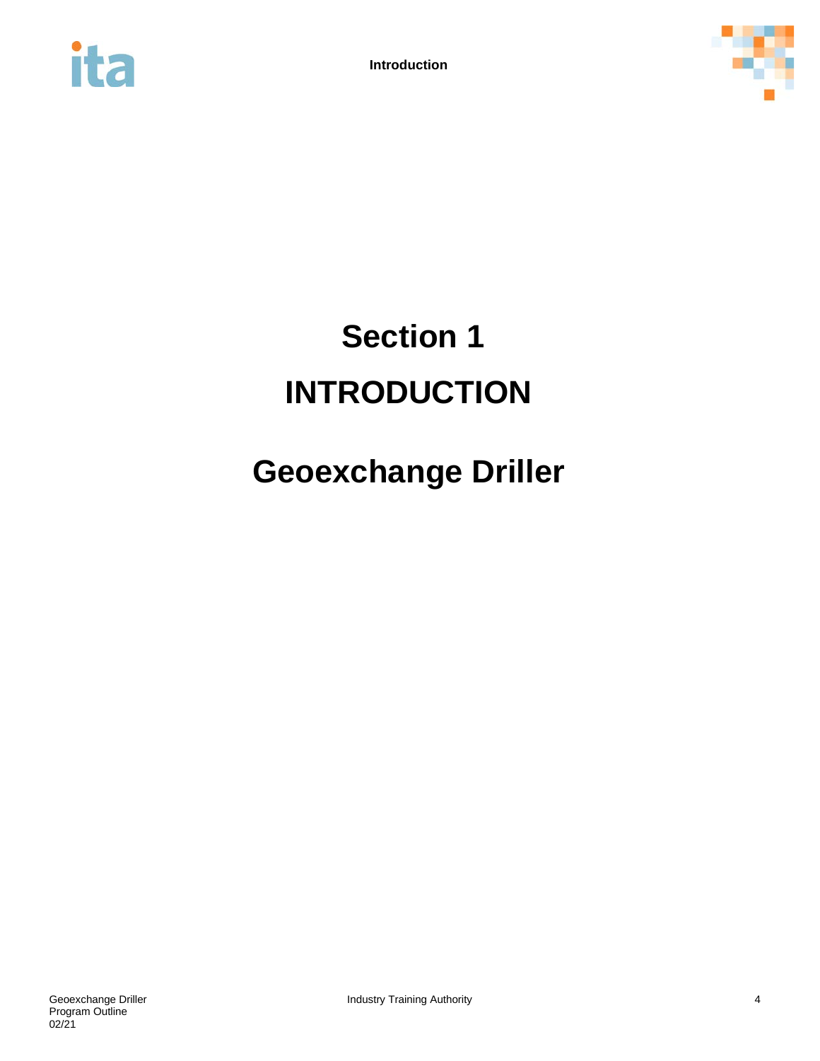# Section 1

# INTRODUCTION

# Geoexchange Driller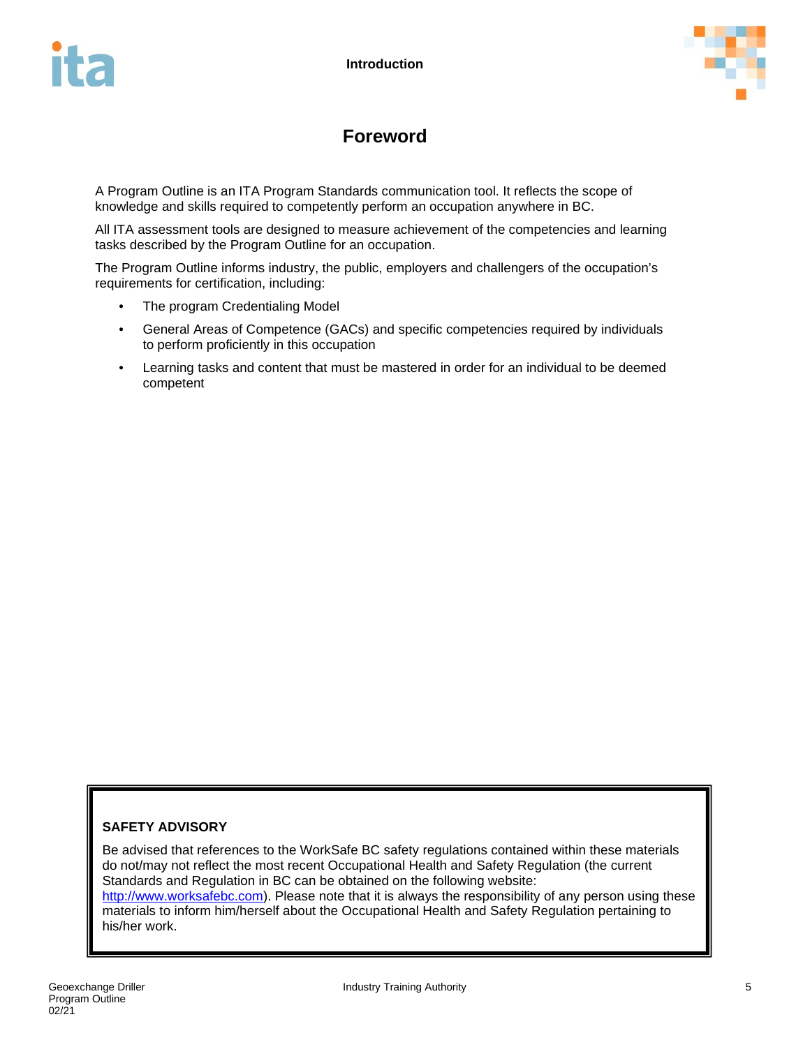# Foreword

A Program Outline is an ITA Program Standards communication tool. It reflects the scope of knowledge and skills required to competently perform an occupation anywhere in BC.

All ITA assessment tools are designed to measure achievement of the competencies and learning tasks described by the Program Outline for an occupation.

The Program Outline informs industry, the public, employers and challengers of the occupation's requirements for certification, including:

- The program Credentialing Model
- General Areas of Competence (GACs) and specific competencies required by individuals to perform proficiently in this occupation
- Learning tasks and content that must be mastered in order for an individual to be deemed competent

**SAFETY ADVISORY**

Be advised that references to the WorkSafe BC safety regulations contained within these materials do not/may not reflect the most recent Occupational Health and Safety Regulation (the current Standards and Regulation in BC can be obtained on the following website: http://www.worksafebc.com). Please note that it is always the responsibility of any person using these materials to inform him/herself about the Occupational Health and Safety Regulation pertaining to his/her work.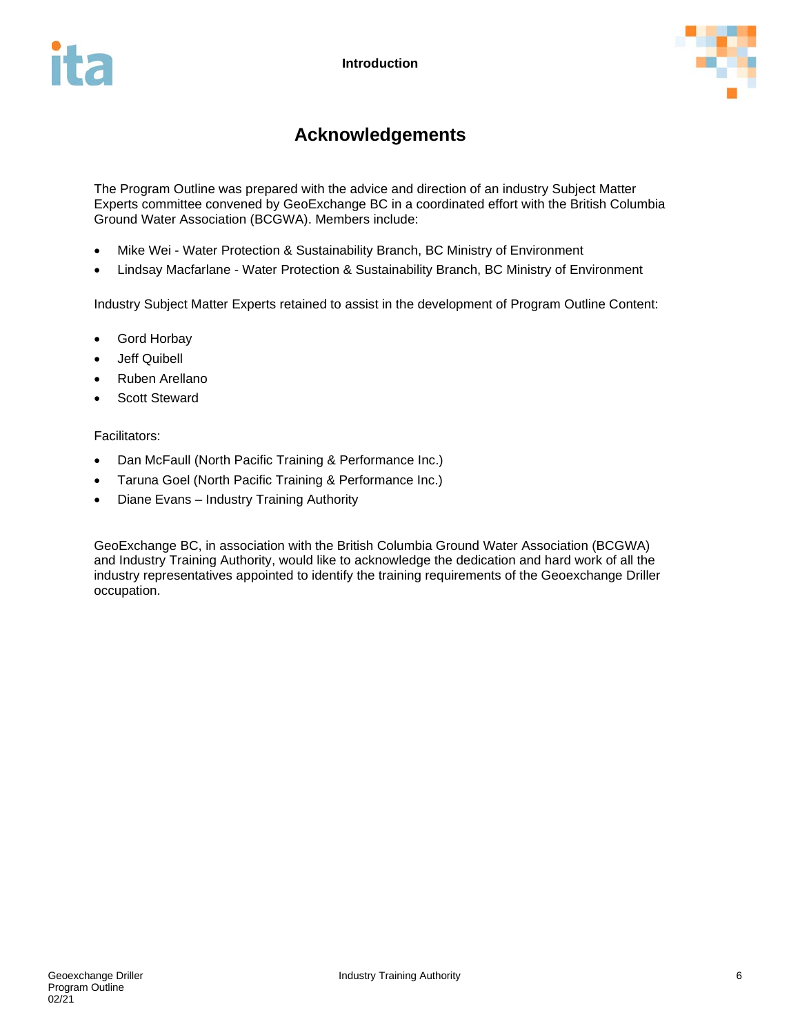# Acknowledgements

The Program Outline was prepared with the advice and direction of an industry Subject Matter Experts committee convened by GeoExchange BC in a coordinated effort with the British Columbia Ground Water Association (BCGWA). Members include:

- Mike Wei - Water Protection & Sustainability Branch, BC Ministry of Environment
- Lindsay Macfarlane - Water Protection & Sustainability Branch, BC Ministry of Environment

Industry Subject Matter Experts retained to assist in the development of Program Outline Content:

- Gord Horbay
- Jeff Quibell
- Ruben Arellano
- Scott Steward

Facilitators:

- Dan McFaull (North Pacific Training & Performance Inc.)
- Taruna Goel (North Pacific Training & Performance Inc.)
- Diane Evans – Industry Training Authority

GeoExchange BC, in association with the British Columbia Ground Water Association (BCGWA) and Industry Training Authority, would like to acknowledge the dedication and hard work of all the industry representatives appointed to identify the training requirements of the Geoexchange Driller occupation.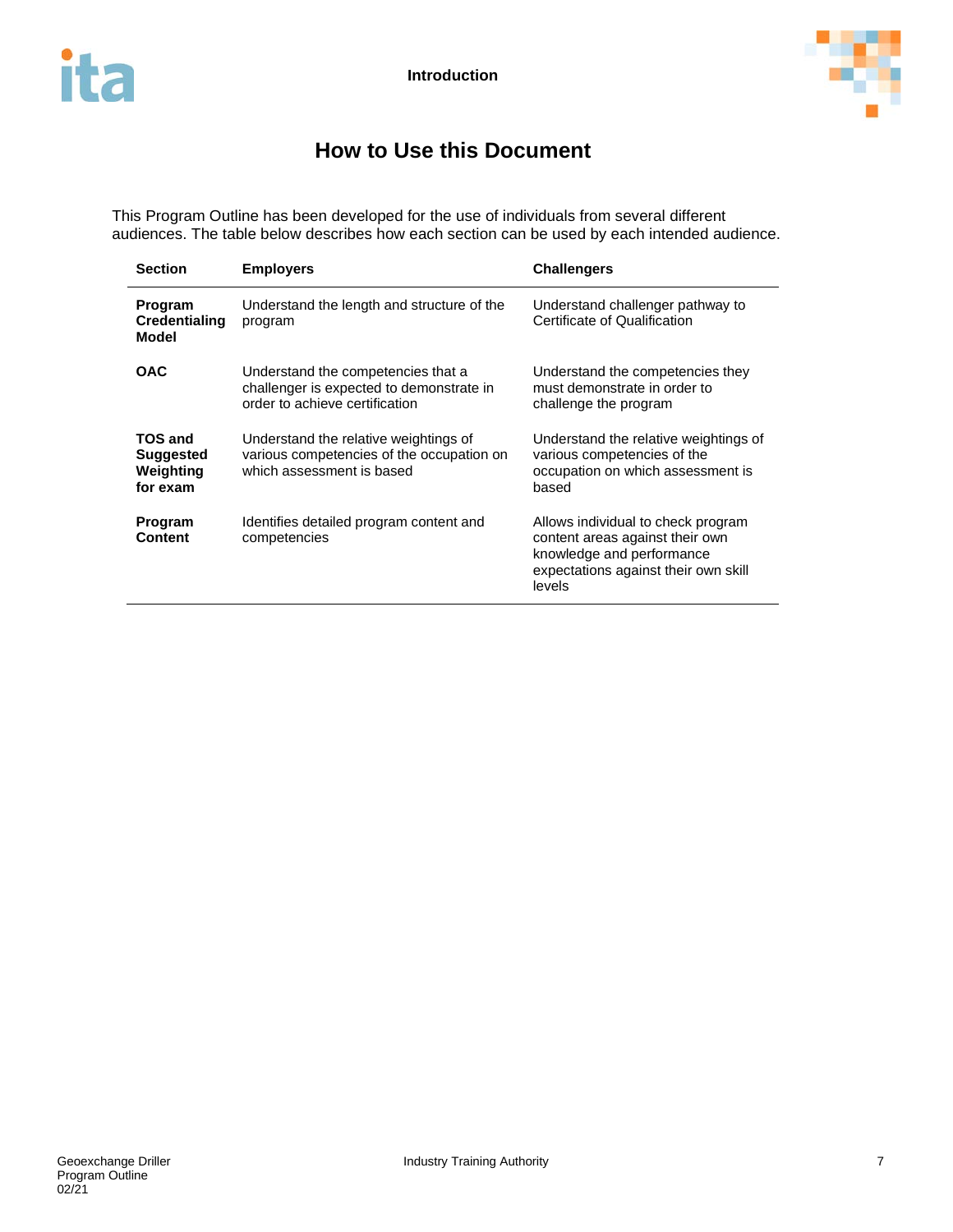# How to Use this Document

This Program Outline has been developed for the use of individuals from several different audiences. The table below describes how each section can be used by each intended audience.

| Section | Employers | Challengers |
|---|---|---|
| **Program Credentialing Model** | Understand the length and structure of the program | Understand challenger pathway to Certificate of Qualification |
| **OAC** | Understand the competencies that a challenger is expected to demonstrate in order to achieve certification | Understand the competencies they must demonstrate in order to challenge the program |
| **TOS and Suggested Weighting for exam** | Understand the relative weightings of various competencies of the occupation on which assessment is based | Understand the relative weightings of various competencies of the occupation on which assessment is based |
| **Program Content** | Identifies detailed program content and competencies | Allows individual to check program content areas against their own knowledge and performance expectations against their own skill levels |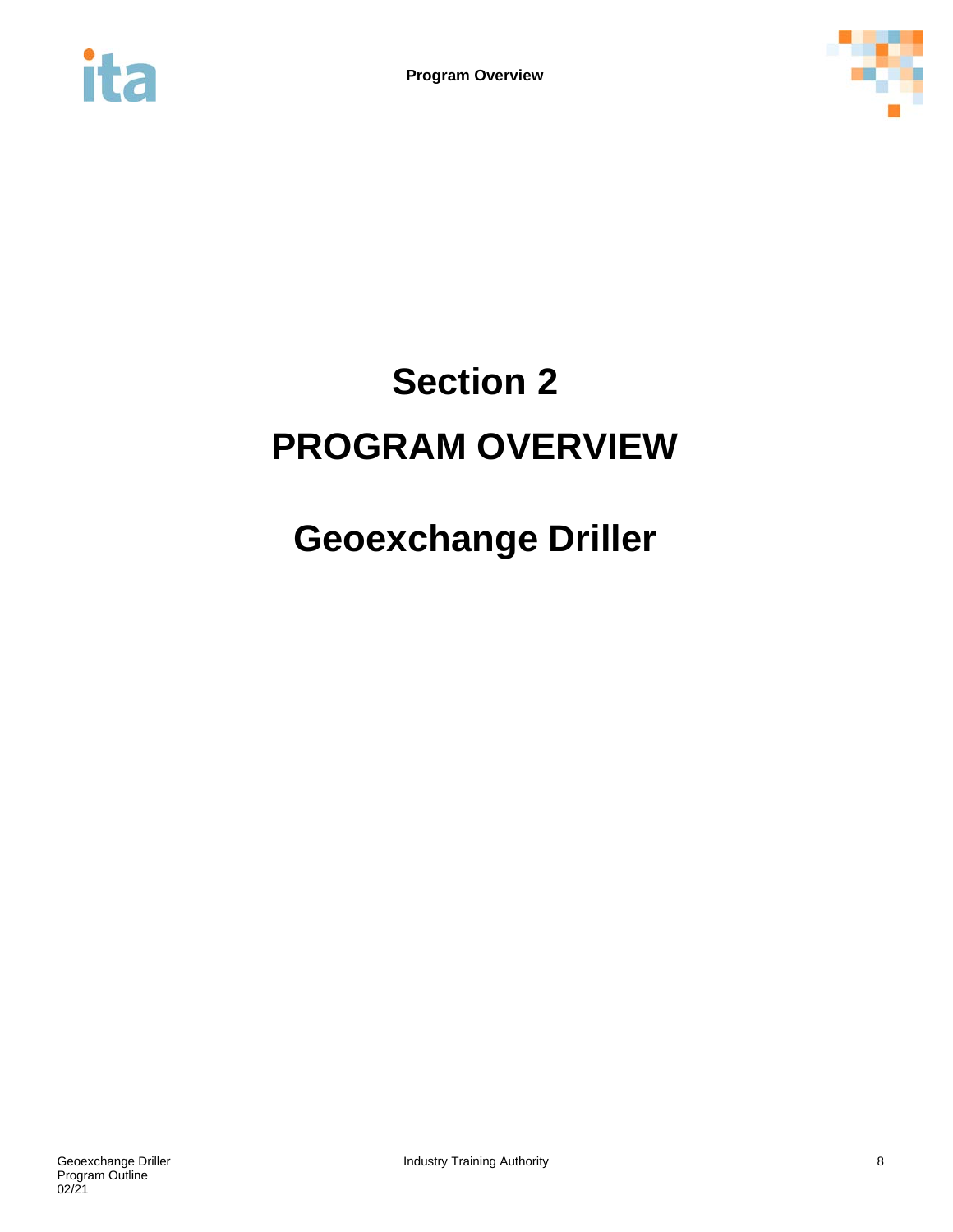# Section 2

# PROGRAM OVERVIEW

# Geoexchange Driller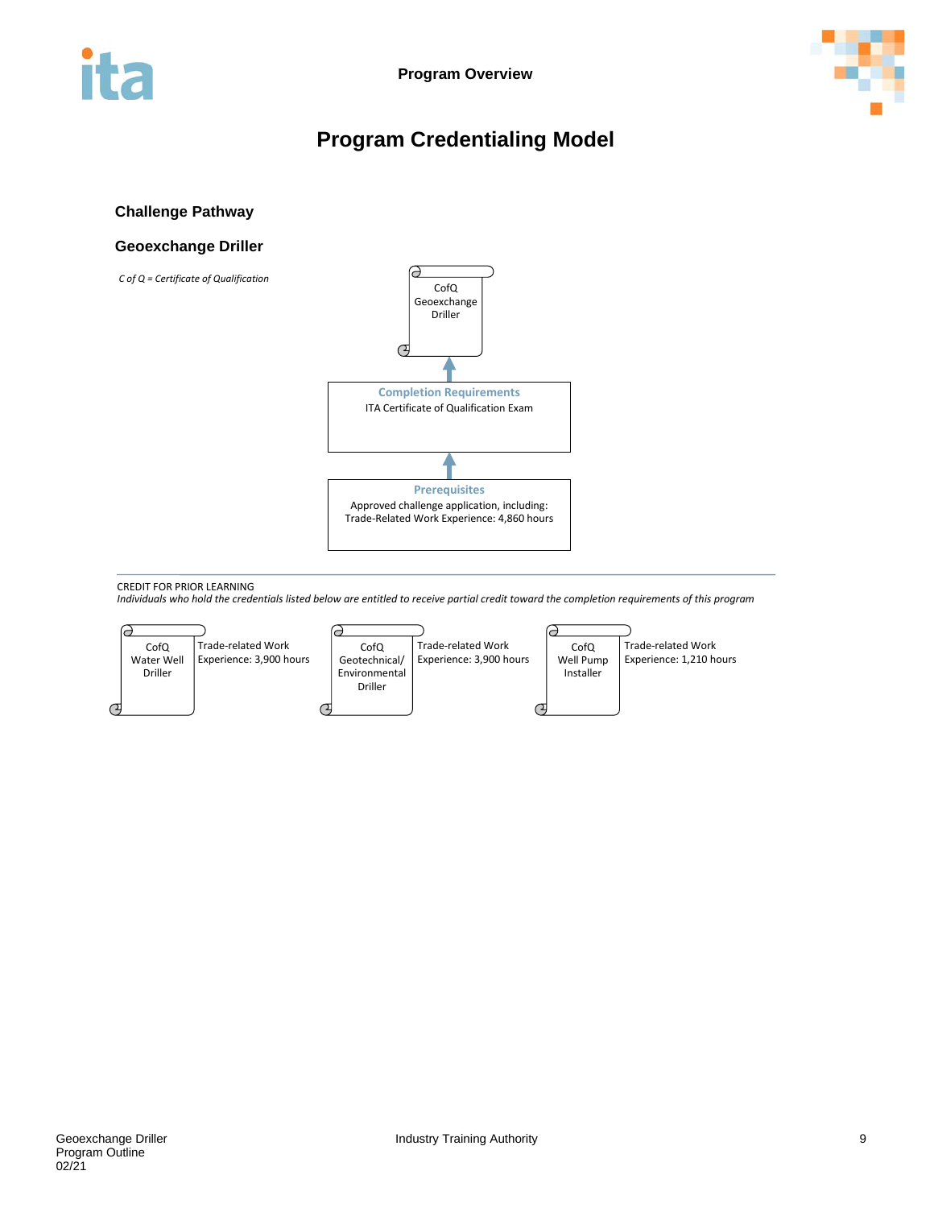# Program Credentialing Model

## Challenge Pathway

## Geoexchange Driller

*C of Q = Certificate of Qualification*

CofQ Geoexchange Driller

**Completion Requirements**
ITA Certificate of Qualification Exam

**Prerequisites**
Approved challenge application, including:
Trade-Related Work Experience: 4,860 hours

---

CREDIT FOR PRIOR LEARNING

*Individuals who hold the credentials listed below are entitled to receive partial credit toward the completion requirements of this program*

| Credential | Credit |
| --- | --- |
| CofQ Water Well Driller | Trade-related Work Experience: 3,900 hours |
| CofQ Geotechnical/ Environmental Driller | Trade-related Work Experience: 3,900 hours |
| CofQ Well Pump Installer | Trade-related Work Experience: 1,210 hours |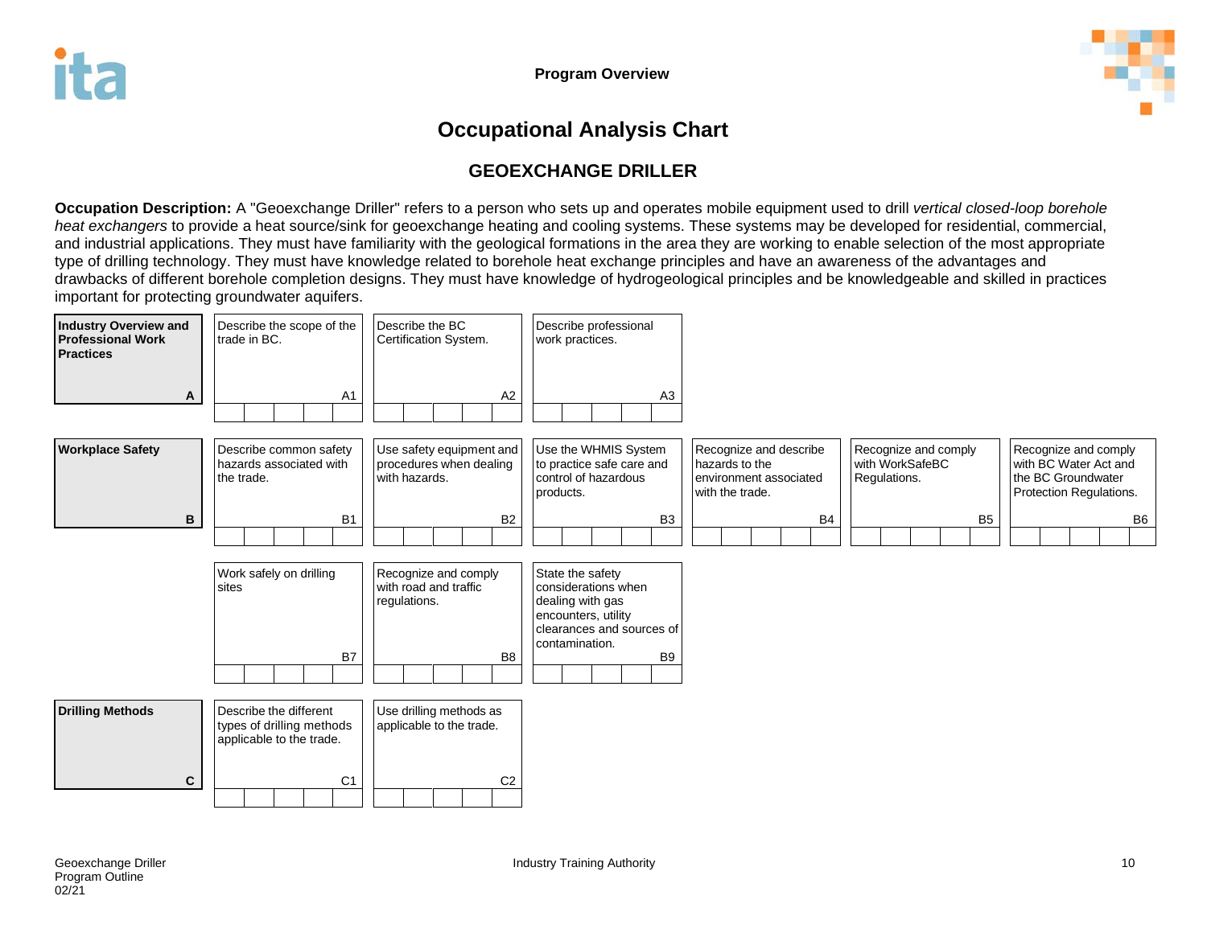# Occupational Analysis Chart

## GEOEXCHANGE DRILLER

**Occupation Description:** A "Geoexchange Driller" refers to a person who sets up and operates mobile equipment used to drill *vertical closed-loop borehole heat exchangers* to provide a heat source/sink for geoexchange heating and cooling systems. These systems may be developed for residential, commercial, and industrial applications. They must have familiarity with the geological formations in the area they are working to enable selection of the most appropriate type of drilling technology. They must have knowledge related to borehole heat exchange principles and have an awareness of the advantages and drawbacks of different borehole completion designs. They must have knowledge of hydrogeological principles and be knowledgeable and skilled in practices important for protecting groundwater aquifers.

| Line | | | | | | |
|---|---|---|---|---|---|---|
| **Industry Overview and Professional Work Practices** **A** | Describe the scope of the trade in BC. A1 | Describe the BC Certification System. A2 | Describe professional work practices. A3 | | | |
| **Workplace Safety** **B** | Describe common safety hazards associated with the trade. B1 | Use safety equipment and procedures when dealing with hazards. B2 | Use the WHMIS System to practice safe care and control of hazardous products. B3 | Recognize and describe hazards to the environment associated with the trade. B4 | Recognize and comply with WorkSafeBC Regulations. B5 | Recognize and comply with BC Water Act and the BC Groundwater Protection Regulations. B6 |
| | Work safely on drilling sites B7 | Recognize and comply with road and traffic regulations. B8 | State the safety considerations when dealing with gas encounters, utility clearances and sources of contamination. B9 | | | |
| **Drilling Methods** **C** | Describe the different types of drilling methods applicable to the trade. C1 | Use drilling methods as applicable to the trade. C2 | | | | |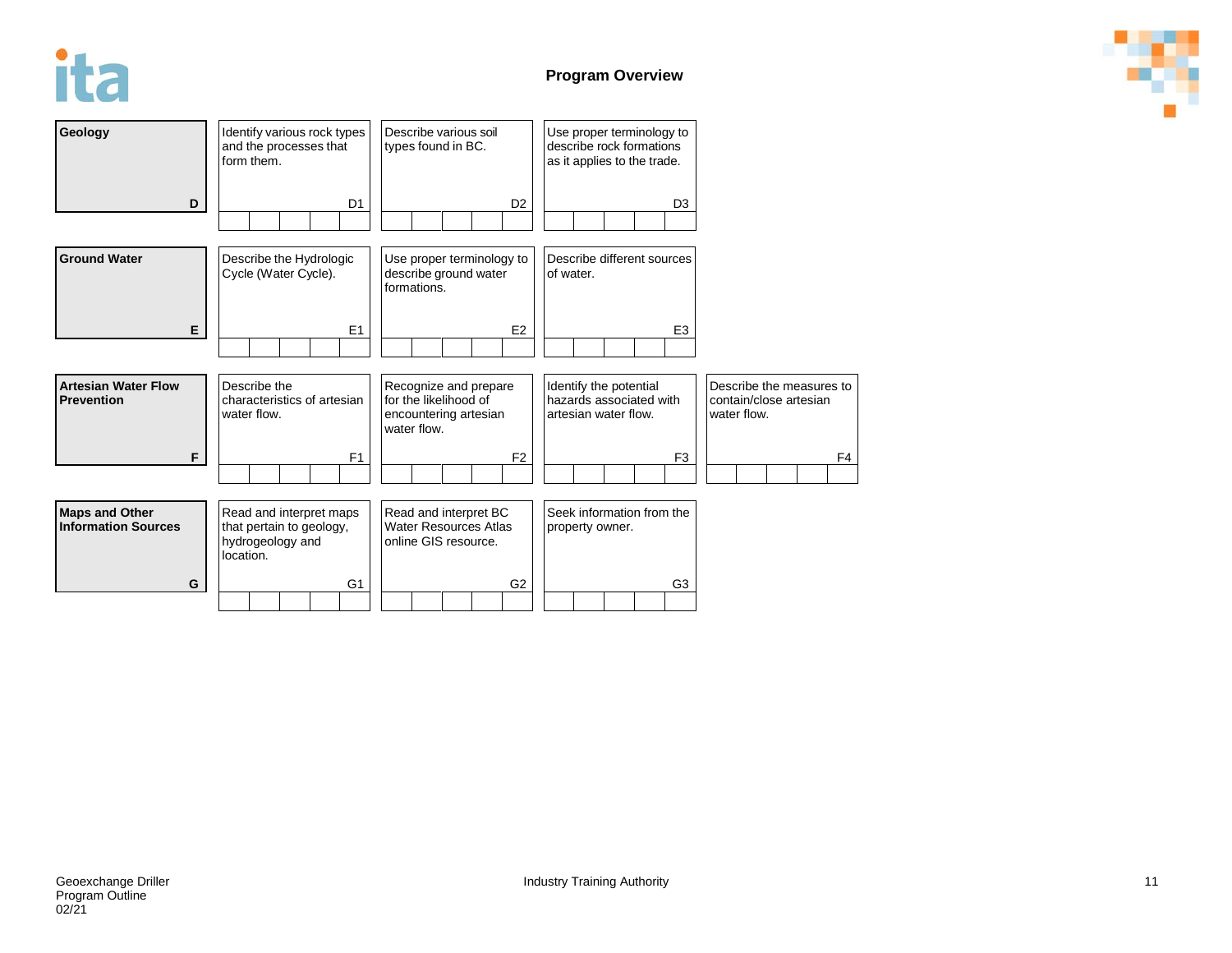## Program Overview

| Line | Competency 1 | Competency 2 | Competency 3 | Competency 4 |
|---|---|---|---|---|
| **Geology** (D) | Identify various rock types and the processes that form them. (D1) | Describe various soil types found in BC. (D2) | Use proper terminology to describe rock formations as it applies to the trade. (D3) | |
| **Ground Water** (E) | Describe the Hydrologic Cycle (Water Cycle). (E1) | Use proper terminology to describe ground water formations. (E2) | Describe different sources of water. (E3) | |
| **Artesian Water Flow Prevention** (F) | Describe the characteristics of artesian water flow. (F1) | Recognize and prepare for the likelihood of encountering artesian water flow. (F2) | Identify the potential hazards associated with artesian water flow. (F3) | Describe the measures to contain/close artesian water flow. (F4) |
| **Maps and Other Information Sources** (G) | Read and interpret maps that pertain to geology, hydrogeology and location. (G1) | Read and interpret BC Water Resources Atlas online GIS resource. (G2) | Seek information from the property owner. (G3) | |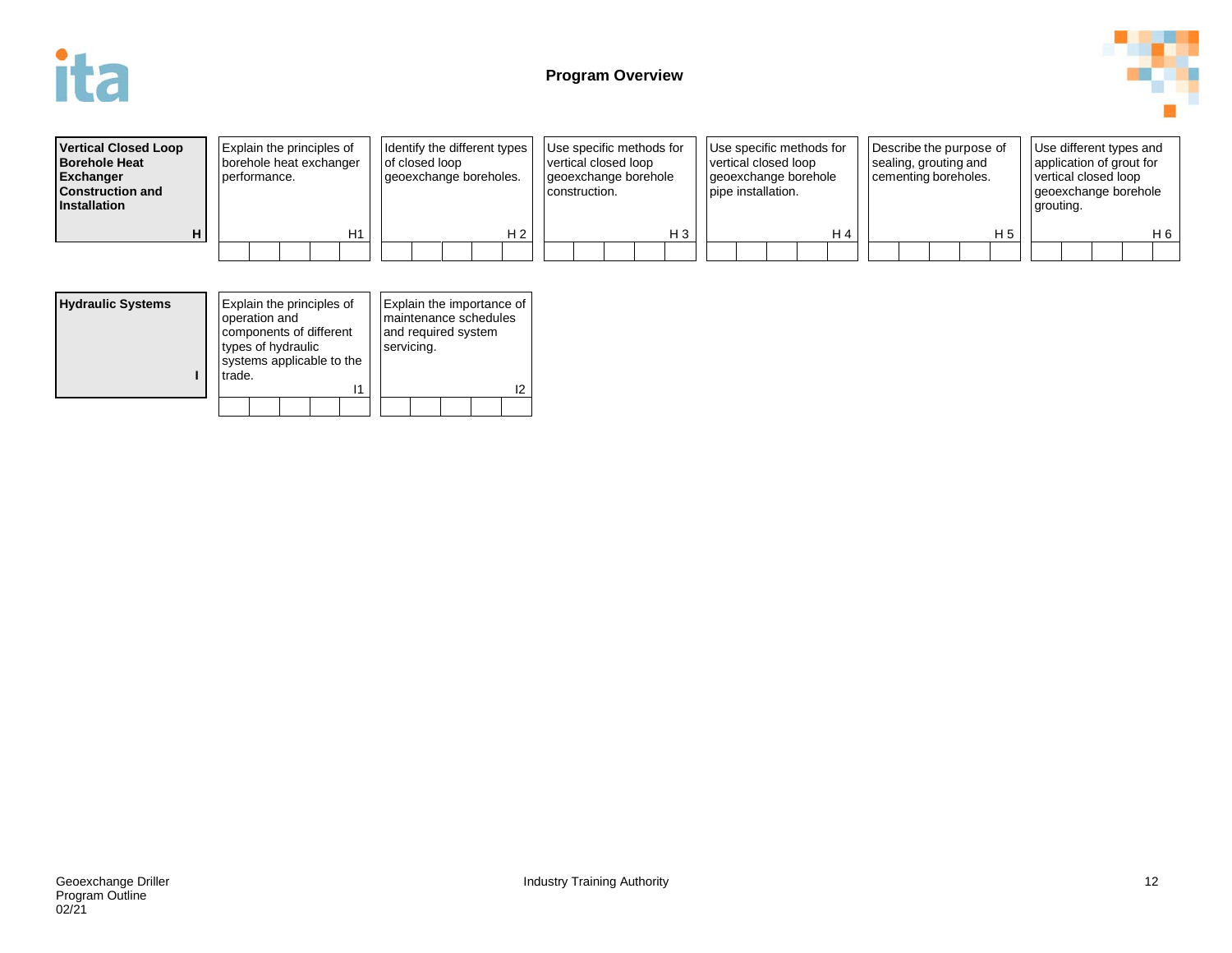## Program Overview

| Vertical Closed Loop Borehole Heat Exchanger Construction and Installation **H** | Explain the principles of borehole heat exchanger performance. H1 | Identify the different types of closed loop geoexchange boreholes. H 2 | Use specific methods for vertical closed loop geoexchange borehole construction. H 3 | Use specific methods for vertical closed loop geoexchange borehole pipe installation. H 4 | Describe the purpose of sealing, grouting and cementing boreholes. H 5 | Use different types and application of grout for vertical closed loop geoexchange borehole grouting. H 6 |
| --- | --- | --- | --- | --- | --- | --- |

| Hydraulic Systems **I** | Explain the principles of operation and components of different types of hydraulic systems applicable to the trade. I1 | Explain the importance of maintenance schedules and required system servicing. I2 |
| --- | --- | --- |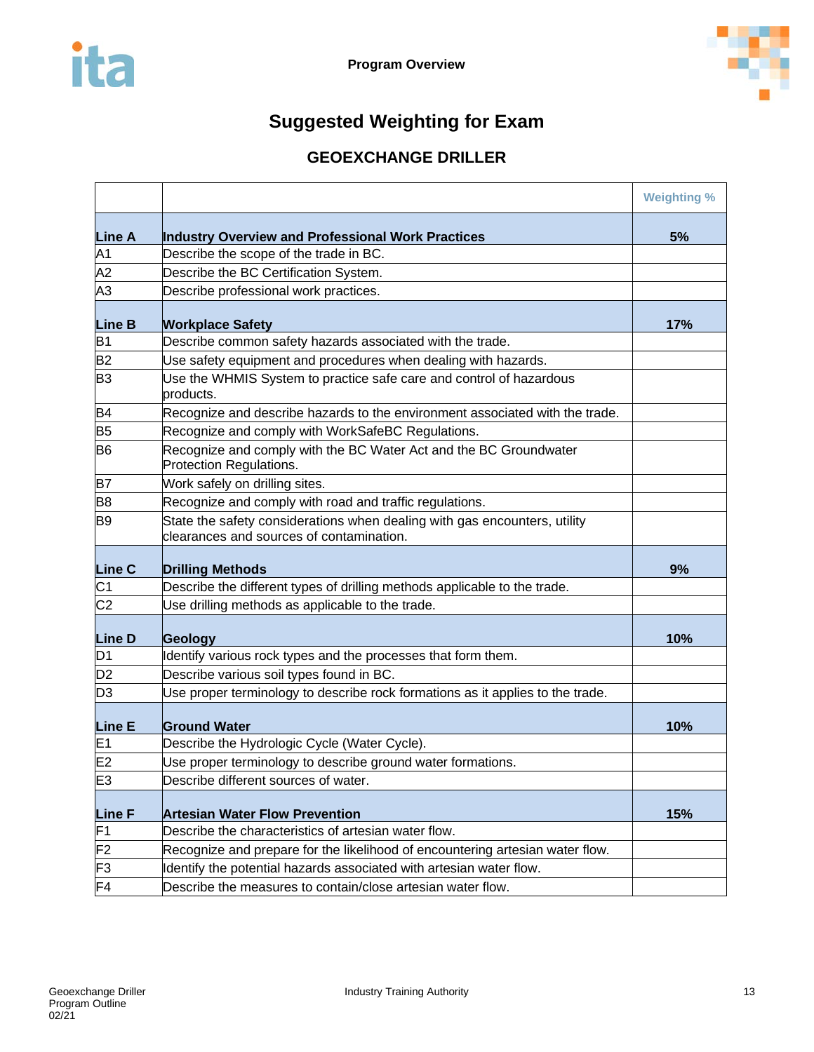Program Overview

# Suggested Weighting for Exam

## GEOEXCHANGE DRILLER

| | | Weighting % |
|---|---|---|
| **Line A** | **Industry Overview and Professional Work Practices** | **5%** |
| A1 | Describe the scope of the trade in BC. | |
| A2 | Describe the BC Certification System. | |
| A3 | Describe professional work practices. | |
| **Line B** | **Workplace Safety** | **17%** |
| B1 | Describe common safety hazards associated with the trade. | |
| B2 | Use safety equipment and procedures when dealing with hazards. | |
| B3 | Use the WHMIS System to practice safe care and control of hazardous products. | |
| B4 | Recognize and describe hazards to the environment associated with the trade. | |
| B5 | Recognize and comply with WorkSafeBC Regulations. | |
| B6 | Recognize and comply with the BC Water Act and the BC Groundwater Protection Regulations. | |
| B7 | Work safely on drilling sites. | |
| B8 | Recognize and comply with road and traffic regulations. | |
| B9 | State the safety considerations when dealing with gas encounters, utility clearances and sources of contamination. | |
| **Line C** | **Drilling Methods** | **9%** |
| C1 | Describe the different types of drilling methods applicable to the trade. | |
| C2 | Use drilling methods as applicable to the trade. | |
| **Line D** | **Geology** | **10%** |
| D1 | Identify various rock types and the processes that form them. | |
| D2 | Describe various soil types found in BC. | |
| D3 | Use proper terminology to describe rock formations as it applies to the trade. | |
| **Line E** | **Ground Water** | **10%** |
| E1 | Describe the Hydrologic Cycle (Water Cycle). | |
| E2 | Use proper terminology to describe ground water formations. | |
| E3 | Describe different sources of water. | |
| **Line F** | **Artesian Water Flow Prevention** | **15%** |
| F1 | Describe the characteristics of artesian water flow. | |
| F2 | Recognize and prepare for the likelihood of encountering artesian water flow. | |
| F3 | Identify the potential hazards associated with artesian water flow. | |
| F4 | Describe the measures to contain/close artesian water flow. | |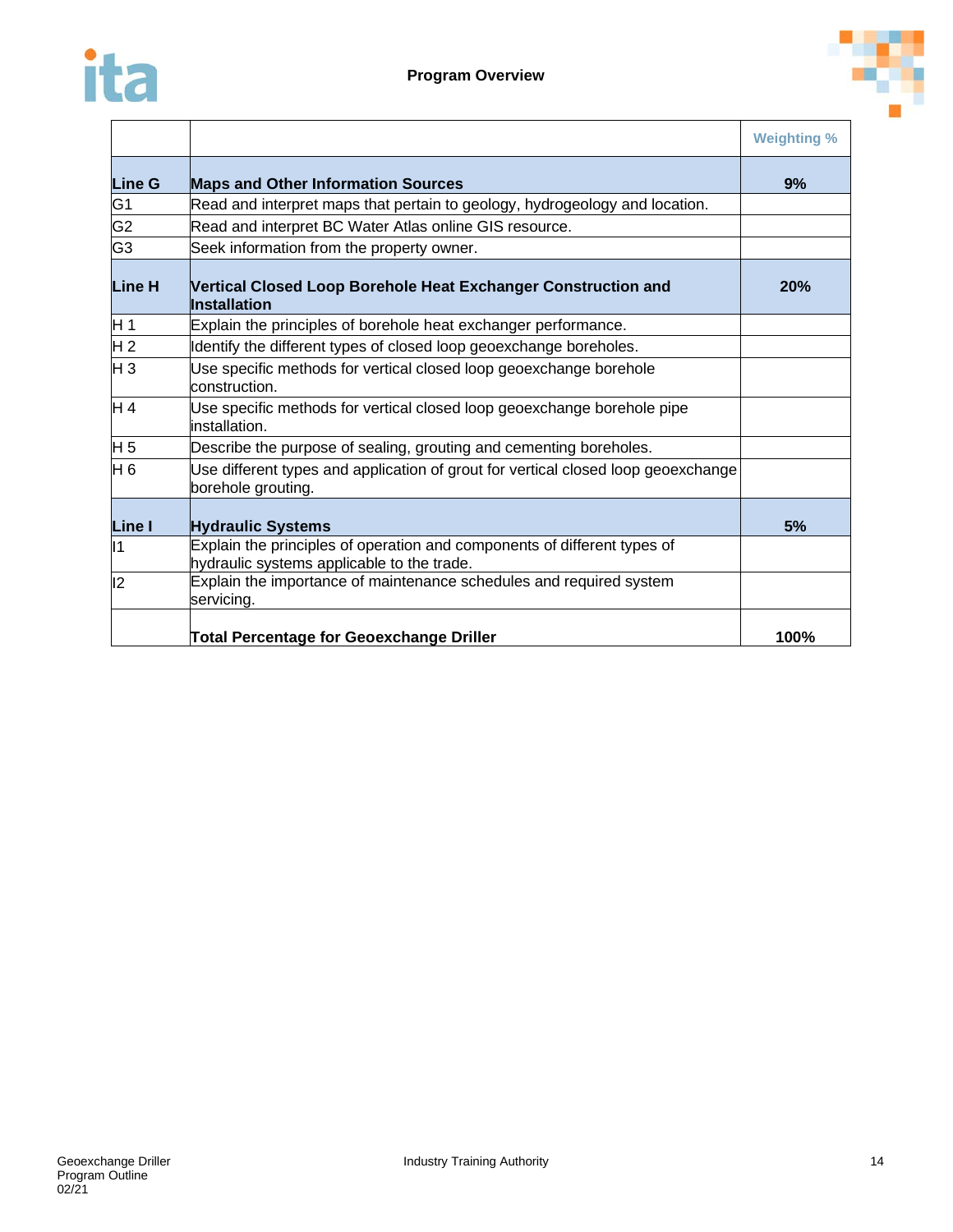## Program Overview

| | | Weighting % |
|---|---|---|
| **Line G** | **Maps and Other Information Sources** | **9%** |
| G1 | Read and interpret maps that pertain to geology, hydrogeology and location. | |
| G2 | Read and interpret BC Water Atlas online GIS resource. | |
| G3 | Seek information from the property owner. | |
| **Line H** | **Vertical Closed Loop Borehole Heat Exchanger Construction and Installation** | **20%** |
| H 1 | Explain the principles of borehole heat exchanger performance. | |
| H 2 | Identify the different types of closed loop geoexchange boreholes. | |
| H 3 | Use specific methods for vertical closed loop geoexchange borehole construction. | |
| H 4 | Use specific methods for vertical closed loop geoexchange borehole pipe installation. | |
| H 5 | Describe the purpose of sealing, grouting and cementing boreholes. | |
| H 6 | Use different types and application of grout for vertical closed loop geoexchange borehole grouting. | |
| **Line I** | **Hydraulic Systems** | **5%** |
| I1 | Explain the principles of operation and components of different types of hydraulic systems applicable to the trade. | |
| I2 | Explain the importance of maintenance schedules and required system servicing. | |
| | **Total Percentage for Geoexchange Driller** | **100%** |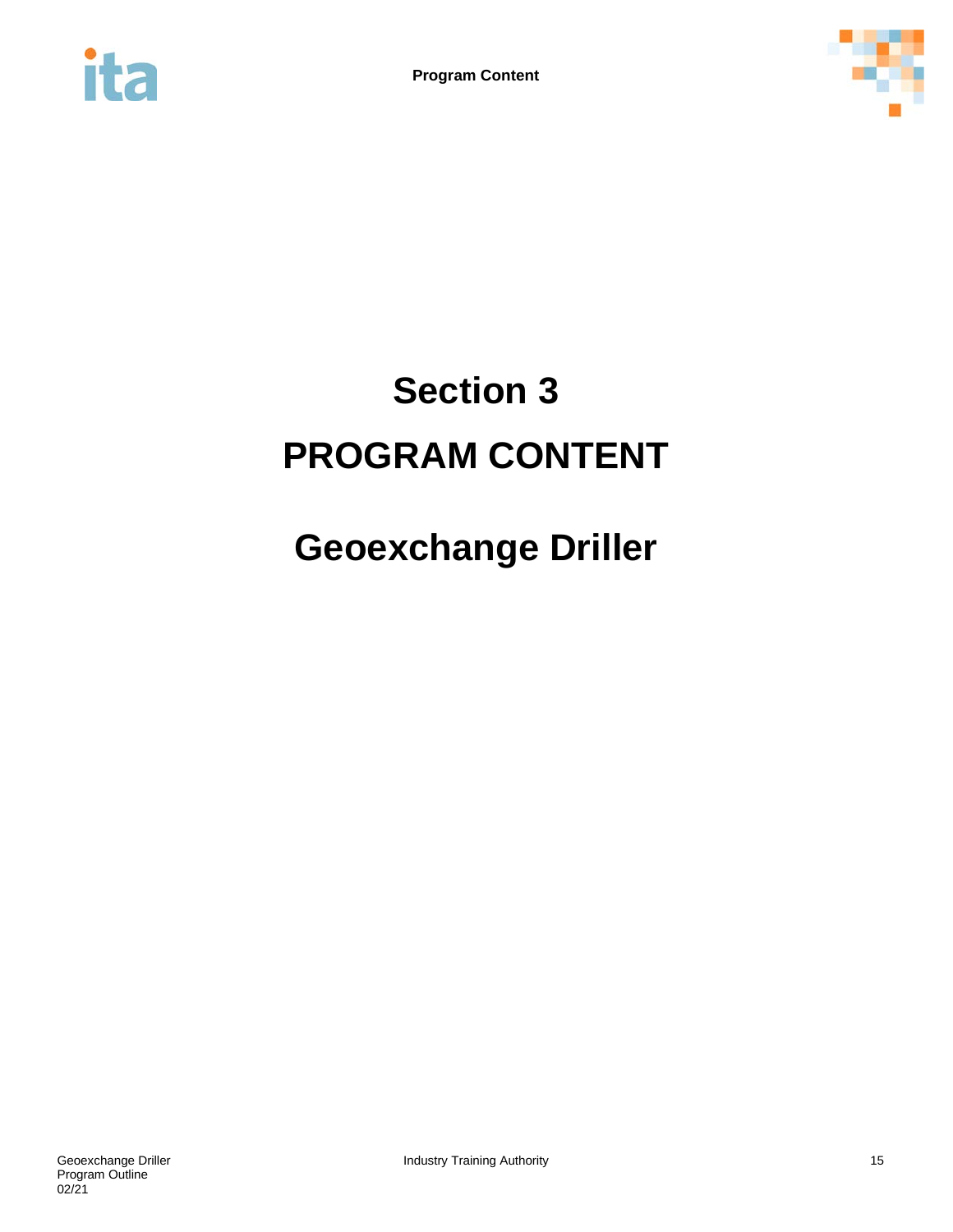# Section 3

# PROGRAM CONTENT

# Geoexchange Driller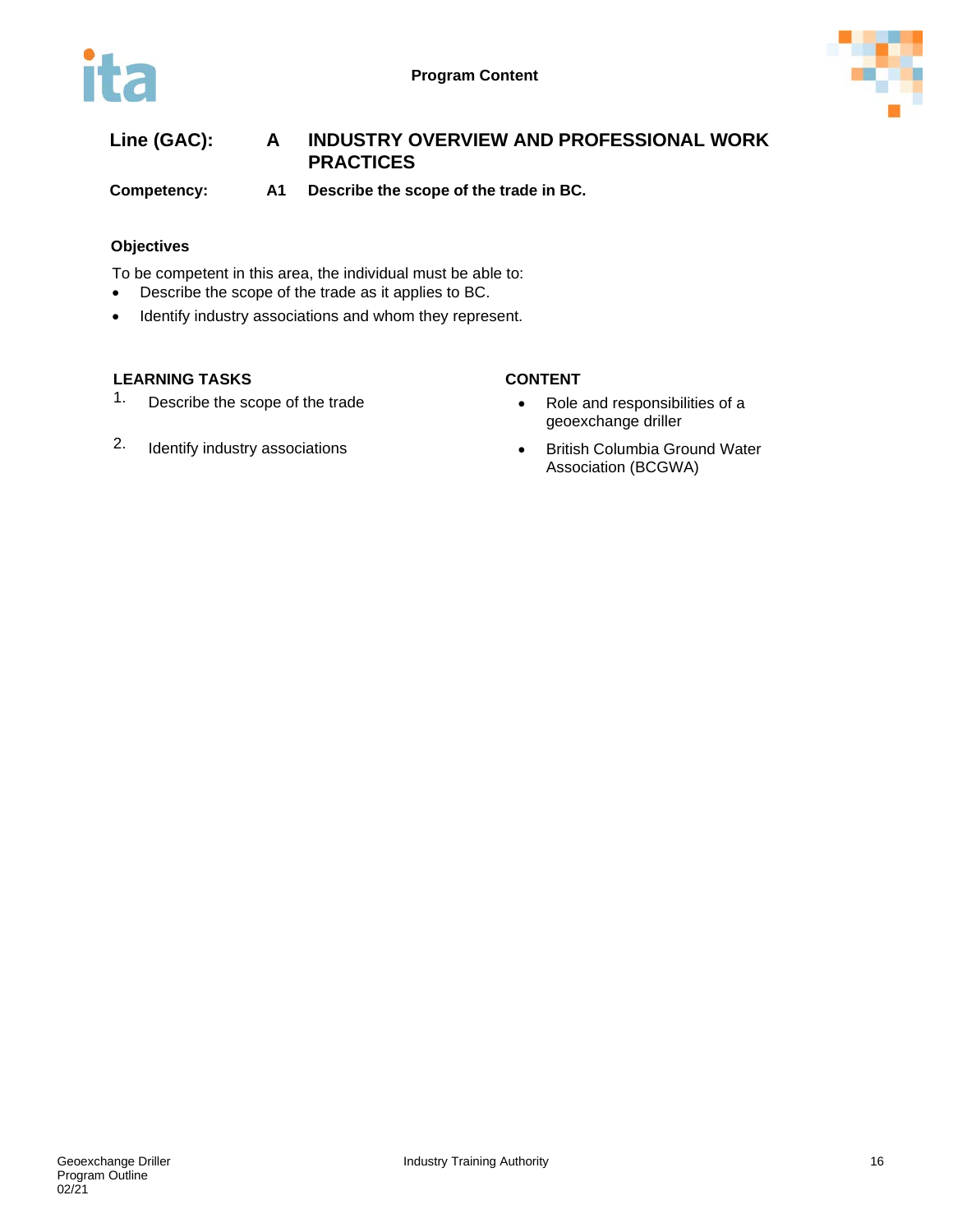**Program Content**

**Line (GAC):** **A INDUSTRY OVERVIEW AND PROFESSIONAL WORK PRACTICES**

**Competency:** **A1 Describe the scope of the trade in BC.**

**Objectives**

To be competent in this area, the individual must be able to:

- Describe the scope of the trade as it applies to BC.
- Identify industry associations and whom they represent.

| LEARNING TASKS | CONTENT |
|---|---|
| 1. Describe the scope of the trade | • Role and responsibilities of a geoexchange driller |
| 2. Identify industry associations | • British Columbia Ground Water Association (BCGWA) |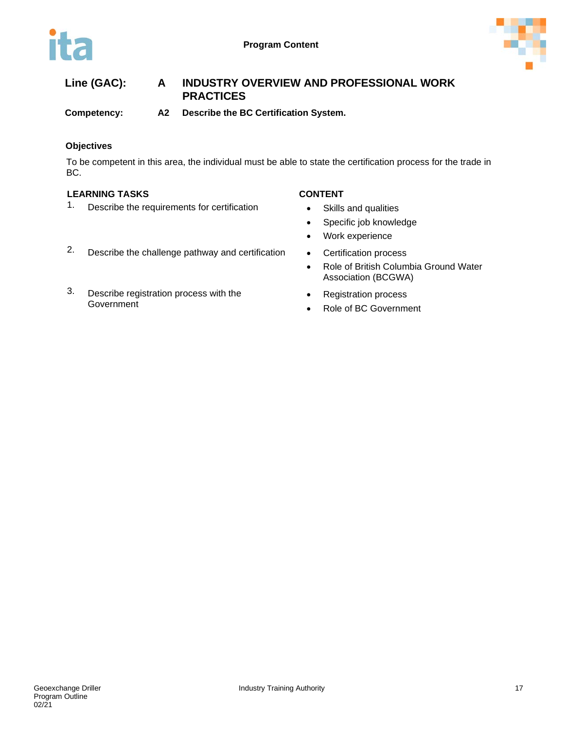**Line (GAC):** **A** **INDUSTRY OVERVIEW AND PROFESSIONAL WORK PRACTICES**

**Competency:** **A2** **Describe the BC Certification System.**

### Objectives

To be competent in this area, the individual must be able to state the certification process for the trade in BC.

| LEARNING TASKS | CONTENT |
| --- | --- |
| 1. Describe the requirements for certification | • Skills and qualities<br>• Specific job knowledge<br>• Work experience |
| 2. Describe the challenge pathway and certification | • Certification process<br>• Role of British Columbia Ground Water Association (BCGWA) |
| 3. Describe registration process with the Government | • Registration process<br>• Role of BC Government |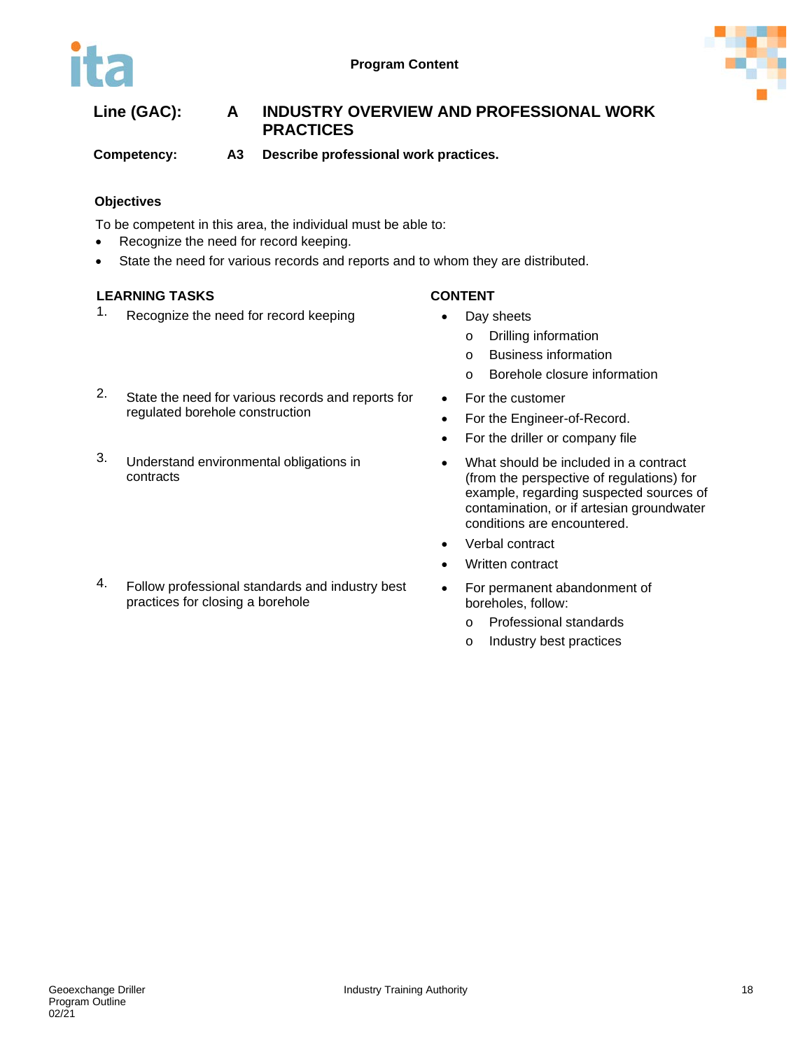**Program Content**

## Line (GAC): A INDUSTRY OVERVIEW AND PROFESSIONAL WORK PRACTICES

**Competency: A3 Describe professional work practices.**

### Objectives

To be competent in this area, the individual must be able to:

- Recognize the need for record keeping.
- State the need for various records and reports and to whom they are distributed.

| LEARNING TASKS | CONTENT |
| --- | --- |
| 1. Recognize the need for record keeping | • Day sheets<br>o Drilling information<br>o Business information<br>o Borehole closure information |
| 2. State the need for various records and reports for regulated borehole construction | • For the customer<br>• For the Engineer-of-Record.<br>• For the driller or company file |
| 3. Understand environmental obligations in contracts | • What should be included in a contract (from the perspective of regulations) for example, regarding suspected sources of contamination, or if artesian groundwater conditions are encountered.<br>• Verbal contract<br>• Written contract |
| 4. Follow professional standards and industry best practices for closing a borehole | • For permanent abandonment of boreholes, follow:<br>o Professional standards<br>o Industry best practices |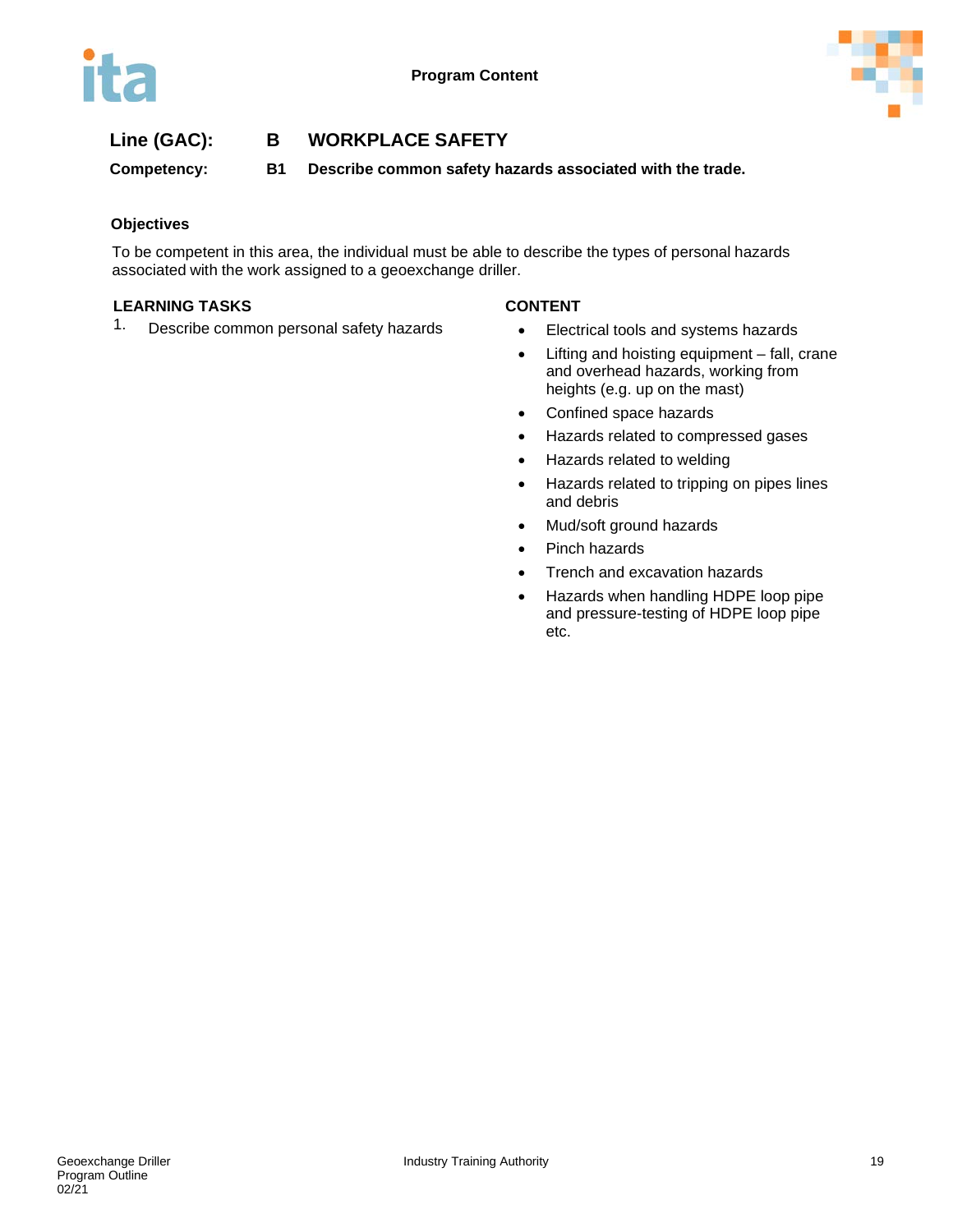**Line (GAC):** **B WORKPLACE SAFETY**

**Competency:** **B1 Describe common safety hazards associated with the trade.**

### Objectives

To be competent in this area, the individual must be able to describe the types of personal hazards associated with the work assigned to a geoexchange driller.

| LEARNING TASKS | CONTENT |
|---|---|
| 1. Describe common personal safety hazards | • Electrical tools and systems hazards<br>• Lifting and hoisting equipment – fall, crane and overhead hazards, working from heights (e.g. up on the mast)<br>• Confined space hazards<br>• Hazards related to compressed gases<br>• Hazards related to welding<br>• Hazards related to tripping on pipes lines and debris<br>• Mud/soft ground hazards<br>• Pinch hazards<br>• Trench and excavation hazards<br>• Hazards when handling HDPE loop pipe and pressure-testing of HDPE loop pipe etc. |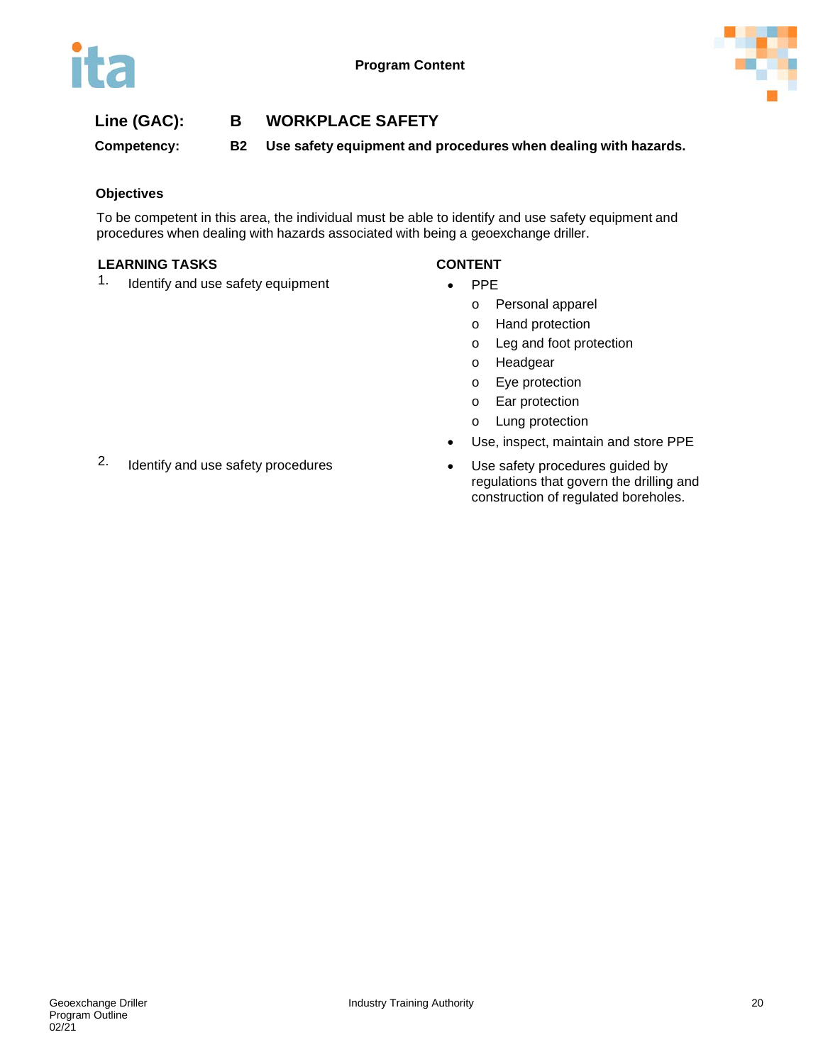**Line (GAC): B WORKPLACE SAFETY**

**Competency: B2 Use safety equipment and procedures when dealing with hazards.**

**Objectives**

To be competent in this area, the individual must be able to identify and use safety equipment and procedures when dealing with hazards associated with being a geoexchange driller.

| LEARNING TASKS | CONTENT |
| --- | --- |
| 1. Identify and use safety equipment | • PPE<br>o Personal apparel<br>o Hand protection<br>o Leg and foot protection<br>o Headgear<br>o Eye protection<br>o Ear protection<br>o Lung protection<br>• Use, inspect, maintain and store PPE |
| 2. Identify and use safety procedures | • Use safety procedures guided by regulations that govern the drilling and construction of regulated boreholes. |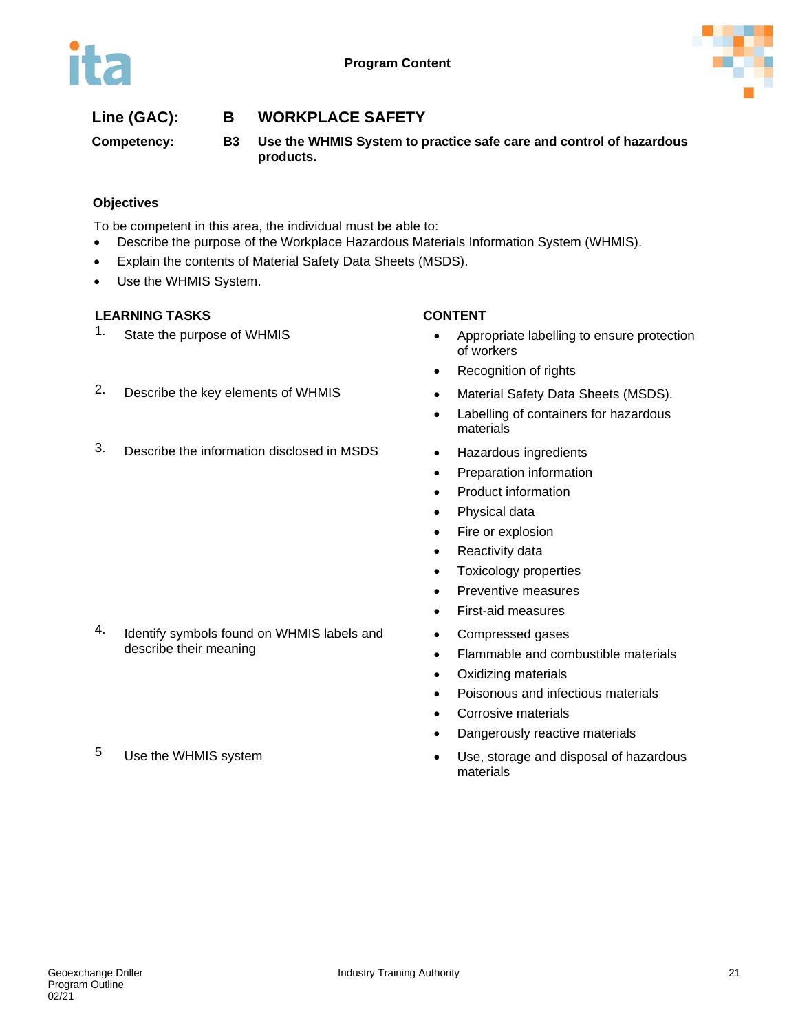**Program Content**

**Line (GAC):** **B WORKPLACE SAFETY**

**Competency:** **B3 Use the WHMIS System to practice safe care and control of hazardous products.**

### Objectives

To be competent in this area, the individual must be able to:

- Describe the purpose of the Workplace Hazardous Materials Information System (WHMIS).
- Explain the contents of Material Safety Data Sheets (MSDS).
- Use the WHMIS System.

| LEARNING TASKS | CONTENT |
|---|---|
| 1. State the purpose of WHMIS | • Appropriate labelling to ensure protection of workers<br>• Recognition of rights |
| 2. Describe the key elements of WHMIS | • Material Safety Data Sheets (MSDS).<br>• Labelling of containers for hazardous materials |
| 3. Describe the information disclosed in MSDS | • Hazardous ingredients<br>• Preparation information<br>• Product information<br>• Physical data<br>• Fire or explosion<br>• Reactivity data<br>• Toxicology properties<br>• Preventive measures<br>• First-aid measures |
| 4. Identify symbols found on WHMIS labels and describe their meaning | • Compressed gases<br>• Flammable and combustible materials<br>• Oxidizing materials<br>• Poisonous and infectious materials<br>• Corrosive materials<br>• Dangerously reactive materials |
| 5 Use the WHMIS system | • Use, storage and disposal of hazardous materials |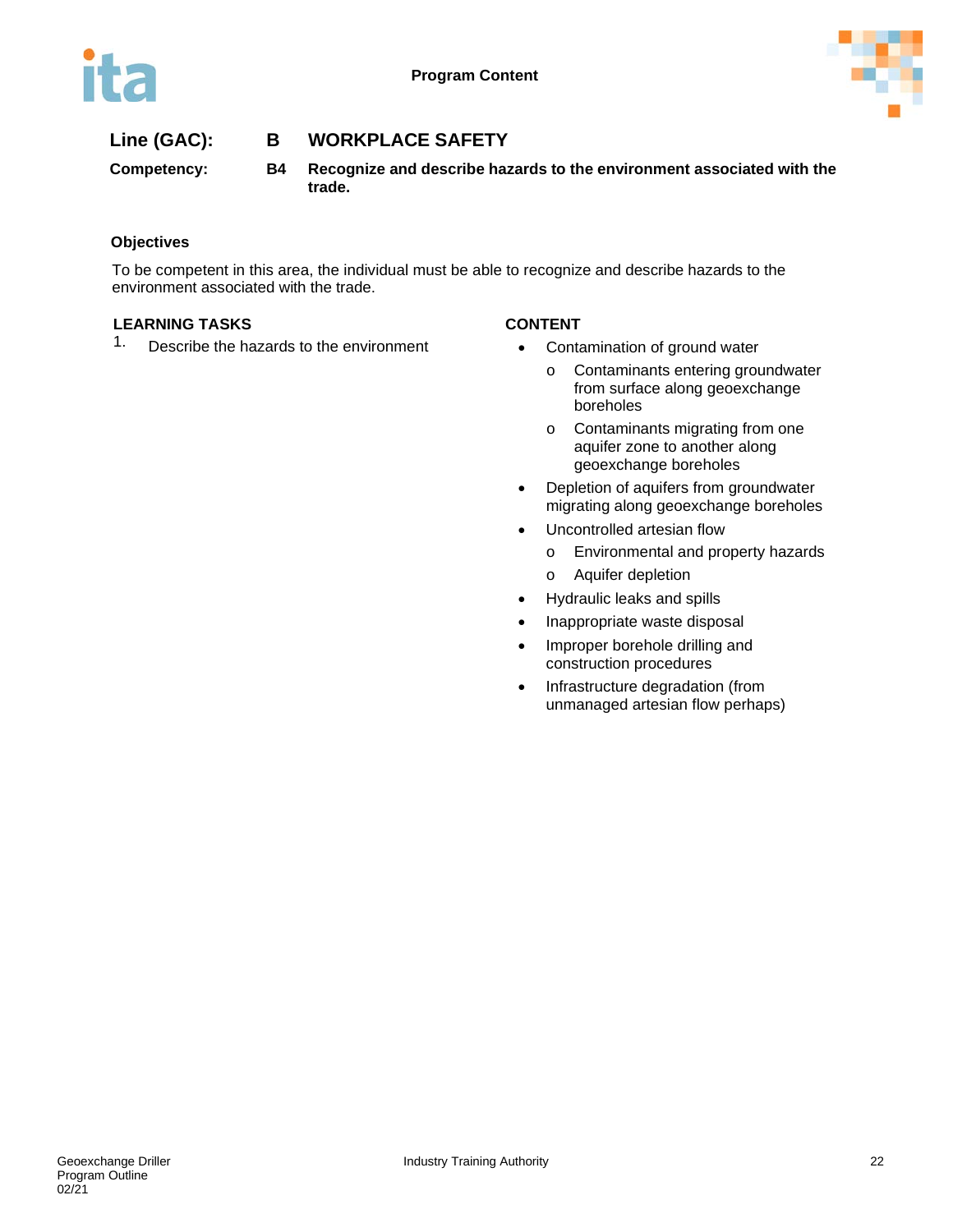**Line (GAC):** **B** **WORKPLACE SAFETY**

**Competency:** **B4** **Recognize and describe hazards to the environment associated with the trade.**

**Objectives**

To be competent in this area, the individual must be able to recognize and describe hazards to the environment associated with the trade.

| LEARNING TASKS | CONTENT |
|---|---|
| 1. Describe the hazards to the environment | • Contamination of ground water<br>  o Contaminants entering groundwater from surface along geoexchange boreholes<br>  o Contaminants migrating from one aquifer zone to another along geoexchange boreholes<br>• Depletion of aquifers from groundwater migrating along geoexchange boreholes<br>• Uncontrolled artesian flow<br>  o Environmental and property hazards<br>  o Aquifer depletion<br>• Hydraulic leaks and spills<br>• Inappropriate waste disposal<br>• Improper borehole drilling and construction procedures<br>• Infrastructure degradation (from unmanaged artesian flow perhaps) |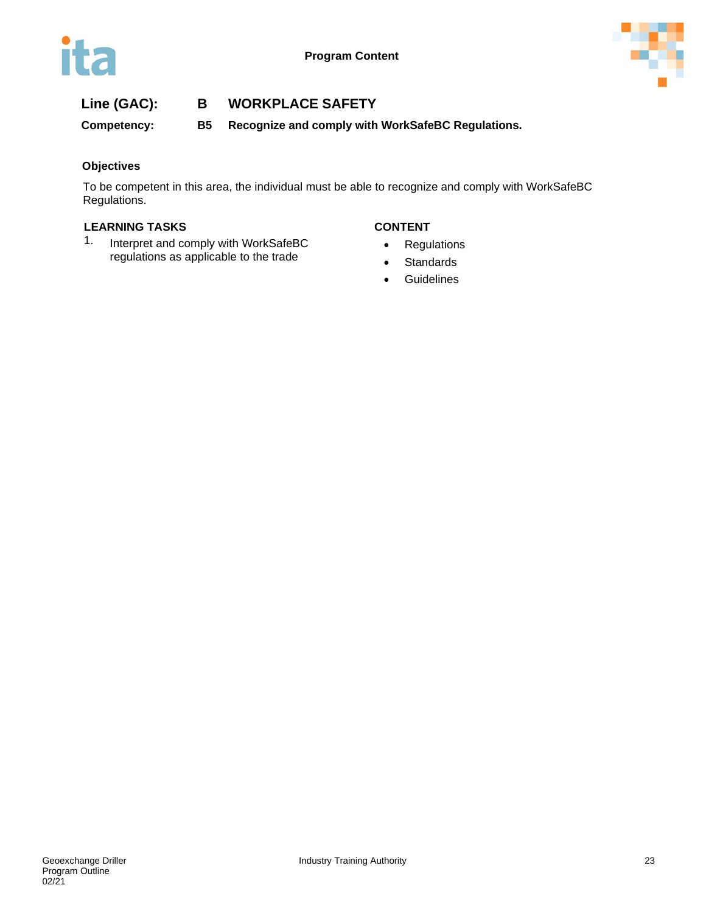**Line (GAC):** **B WORKPLACE SAFETY**

**Competency:** **B5 Recognize and comply with WorkSafeBC Regulations.**

**Objectives**

To be competent in this area, the individual must be able to recognize and comply with WorkSafeBC Regulations.

| LEARNING TASKS | CONTENT |
| --- | --- |
| 1. Interpret and comply with WorkSafeBC regulations as applicable to the trade | • Regulations<br>• Standards<br>• Guidelines |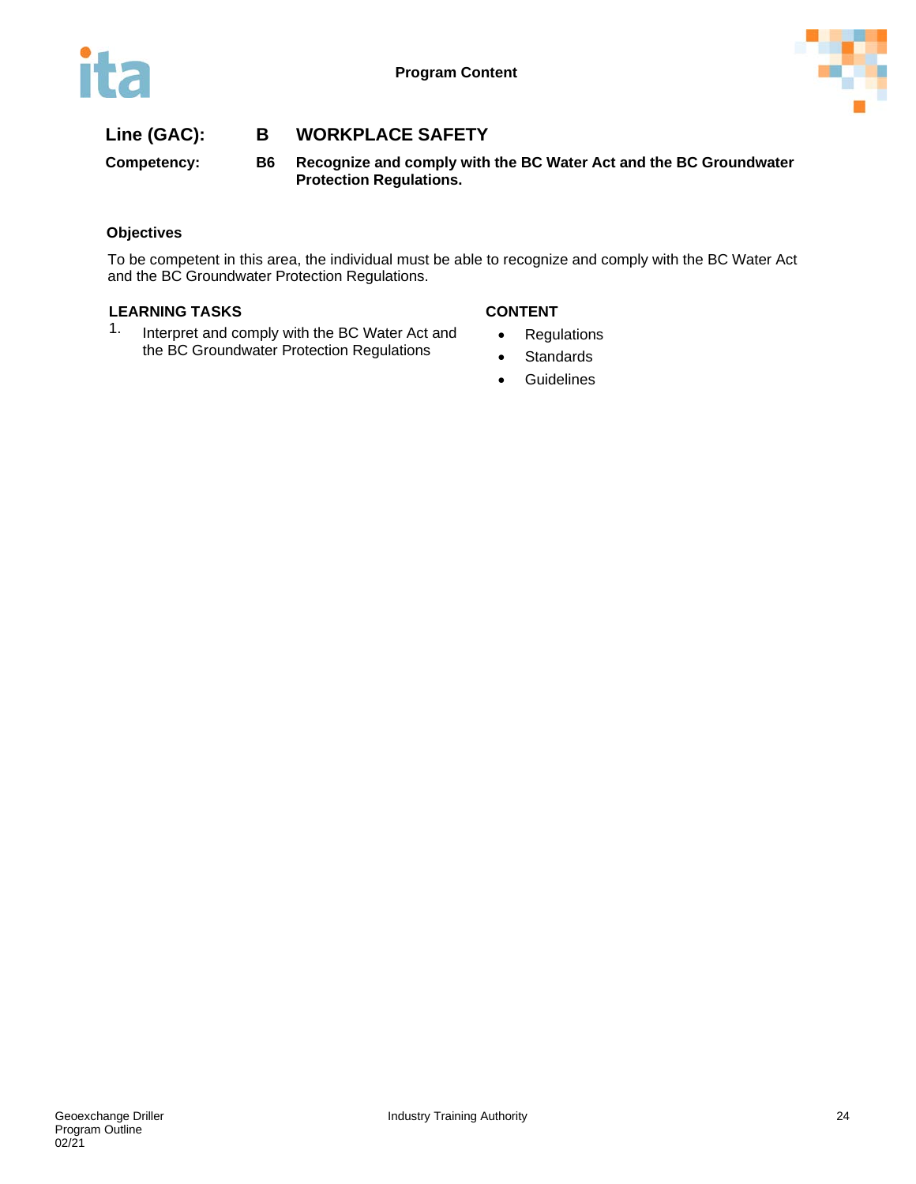**Line (GAC):** **B** **WORKPLACE SAFETY**

**Competency:** **B6** **Recognize and comply with the BC Water Act and the BC Groundwater Protection Regulations.**

### Objectives

To be competent in this area, the individual must be able to recognize and comply with the BC Water Act and the BC Groundwater Protection Regulations.

| LEARNING TASKS | CONTENT |
|---|---|
| 1. Interpret and comply with the BC Water Act and the BC Groundwater Protection Regulations | • Regulations<br>• Standards<br>• Guidelines |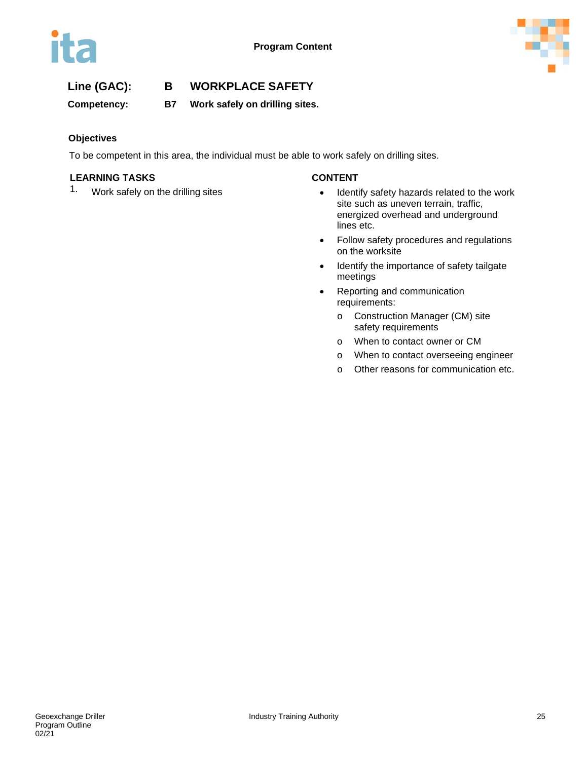**Program Content**

## Line (GAC): B WORKPLACE SAFETY

**Competency: B7 Work safely on drilling sites.**

**Objectives**

To be competent in this area, the individual must be able to work safely on drilling sites.

| LEARNING TASKS | CONTENT |
| --- | --- |
| 1. Work safely on the drilling sites | • Identify safety hazards related to the work site such as uneven terrain, traffic, energized overhead and underground lines etc.<br>• Follow safety procedures and regulations on the worksite<br>• Identify the importance of safety tailgate meetings<br>• Reporting and communication requirements:<br>  o Construction Manager (CM) site safety requirements<br>  o When to contact owner or CM<br>  o When to contact overseeing engineer<br>  o Other reasons for communication etc. |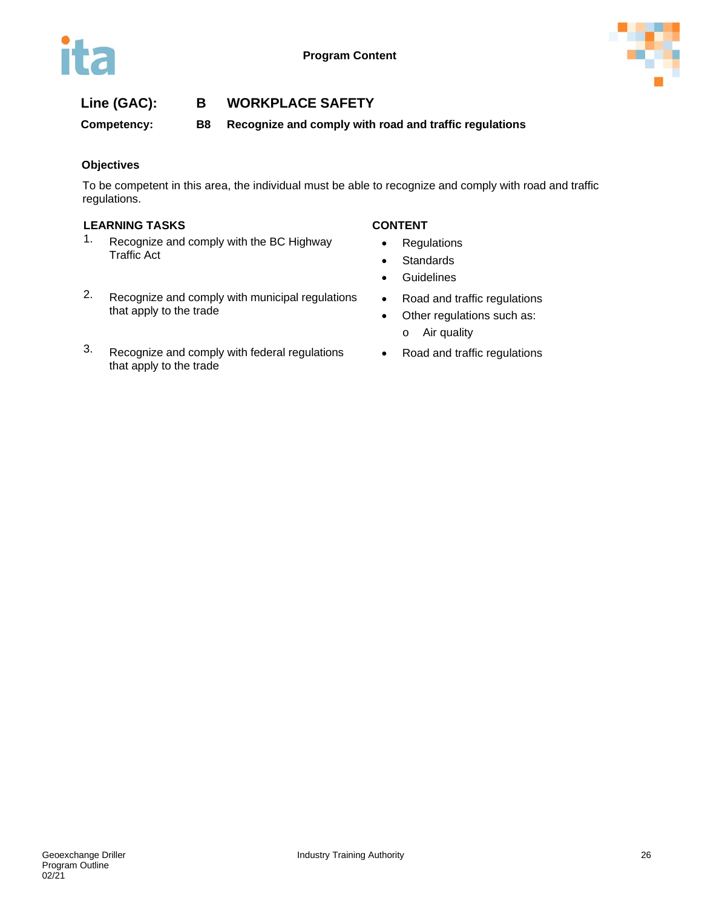**Program Content**

## Line (GAC): B WORKPLACE SAFETY

### Competency: B8 Recognize and comply with road and traffic regulations

**Objectives**

To be competent in this area, the individual must be able to recognize and comply with road and traffic regulations.

| LEARNING TASKS | CONTENT |
|---|---|
| 1. Recognize and comply with the BC Highway Traffic Act | • Regulations<br>• Standards<br>• Guidelines |
| 2. Recognize and comply with municipal regulations that apply to the trade | • Road and traffic regulations<br>• Other regulations such as:<br>&nbsp;&nbsp;o Air quality |
| 3. Recognize and comply with federal regulations that apply to the trade | • Road and traffic regulations |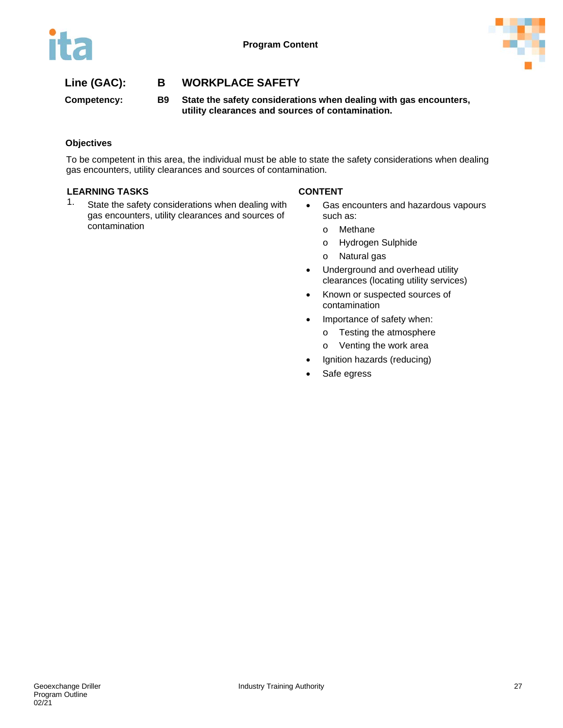**Line (GAC):** **B WORKPLACE SAFETY**

**Competency:** **B9 State the safety considerations when dealing with gas encounters, utility clearances and sources of contamination.**

### Objectives

To be competent in this area, the individual must be able to state the safety considerations when dealing gas encounters, utility clearances and sources of contamination.

| LEARNING TASKS | CONTENT |
|---|---|
| 1. State the safety considerations when dealing with gas encounters, utility clearances and sources of contamination | • Gas encounters and hazardous vapours such as:<br>  o Methane<br>  o Hydrogen Sulphide<br>  o Natural gas<br>• Underground and overhead utility clearances (locating utility services)<br>• Known or suspected sources of contamination<br>• Importance of safety when:<br>  o Testing the atmosphere<br>  o Venting the work area<br>• Ignition hazards (reducing)<br>• Safe egress |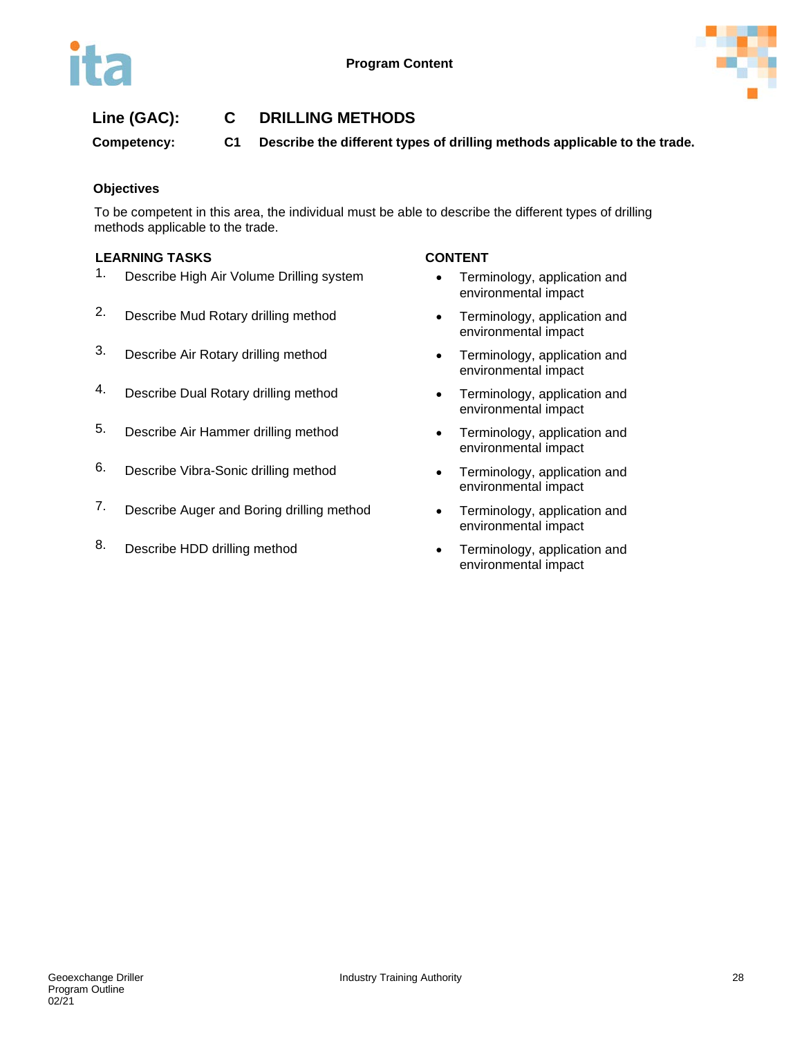**Line (GAC):** C DRILLING METHODS

**Competency:** C1 Describe the different types of drilling methods applicable to the trade.

**Objectives**

To be competent in this area, the individual must be able to describe the different types of drilling methods applicable to the trade.

| LEARNING TASKS | CONTENT |
|---|---|
| 1. Describe High Air Volume Drilling system | • Terminology, application and environmental impact |
| 2. Describe Mud Rotary drilling method | • Terminology, application and environmental impact |
| 3. Describe Air Rotary drilling method | • Terminology, application and environmental impact |
| 4. Describe Dual Rotary drilling method | • Terminology, application and environmental impact |
| 5. Describe Air Hammer drilling method | • Terminology, application and environmental impact |
| 6. Describe Vibra-Sonic drilling method | • Terminology, application and environmental impact |
| 7. Describe Auger and Boring drilling method | • Terminology, application and environmental impact |
| 8. Describe HDD drilling method | • Terminology, application and environmental impact |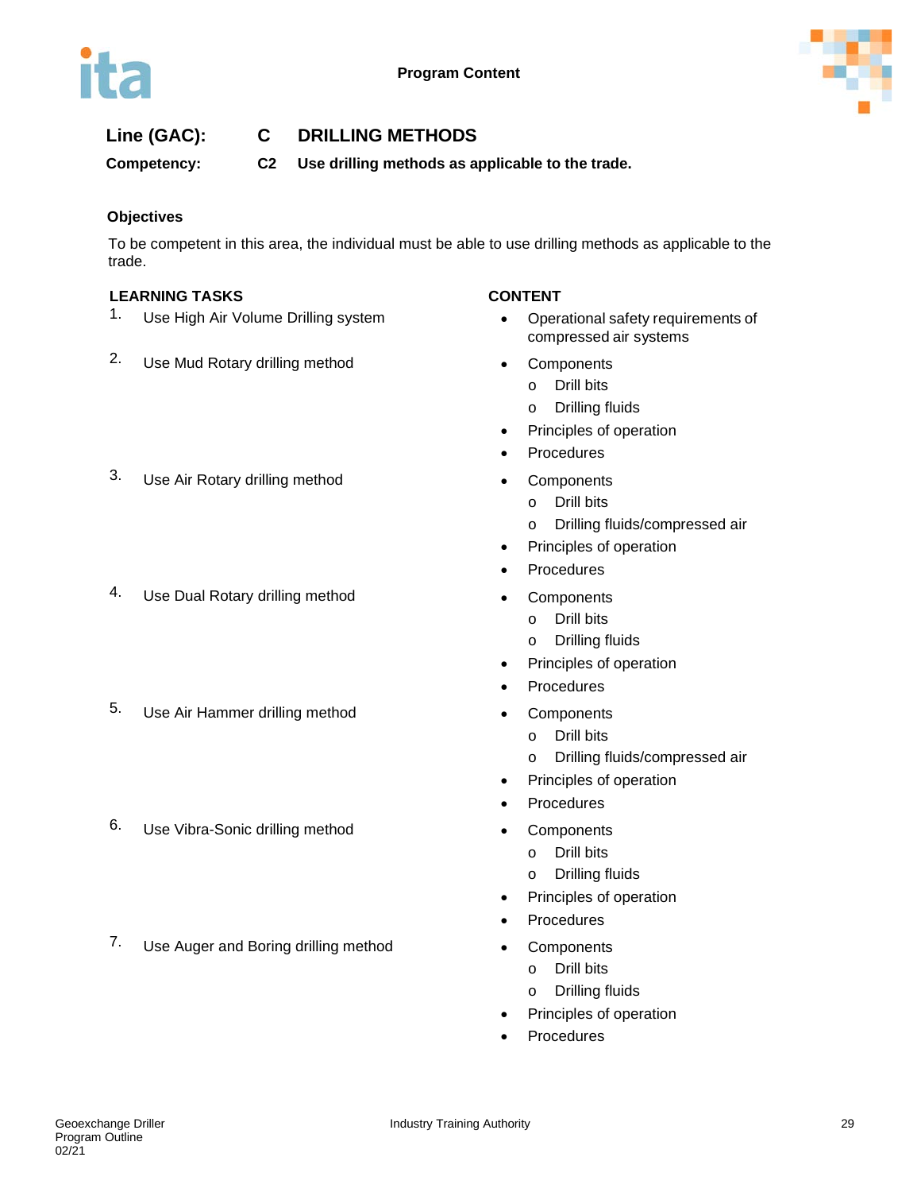**Program Content**

**Line (GAC):** **C DRILLING METHODS**

**Competency:** **C2 Use drilling methods as applicable to the trade.**

**Objectives**

To be competent in this area, the individual must be able to use drilling methods as applicable to the trade.

| LEARNING TASKS | CONTENT |
|---|---|
| 1. Use High Air Volume Drilling system | • Operational safety requirements of compressed air systems |
| 2. Use Mud Rotary drilling method | • Components<br>o Drill bits<br>o Drilling fluids<br>• Principles of operation<br>• Procedures |
| 3. Use Air Rotary drilling method | • Components<br>o Drill bits<br>o Drilling fluids/compressed air<br>• Principles of operation<br>• Procedures |
| 4. Use Dual Rotary drilling method | • Components<br>o Drill bits<br>o Drilling fluids<br>• Principles of operation<br>• Procedures |
| 5. Use Air Hammer drilling method | • Components<br>o Drill bits<br>o Drilling fluids/compressed air<br>• Principles of operation<br>• Procedures |
| 6. Use Vibra-Sonic drilling method | • Components<br>o Drill bits<br>o Drilling fluids<br>• Principles of operation<br>• Procedures |
| 7. Use Auger and Boring drilling method | • Components<br>o Drill bits<br>o Drilling fluids<br>• Principles of operation<br>• Procedures |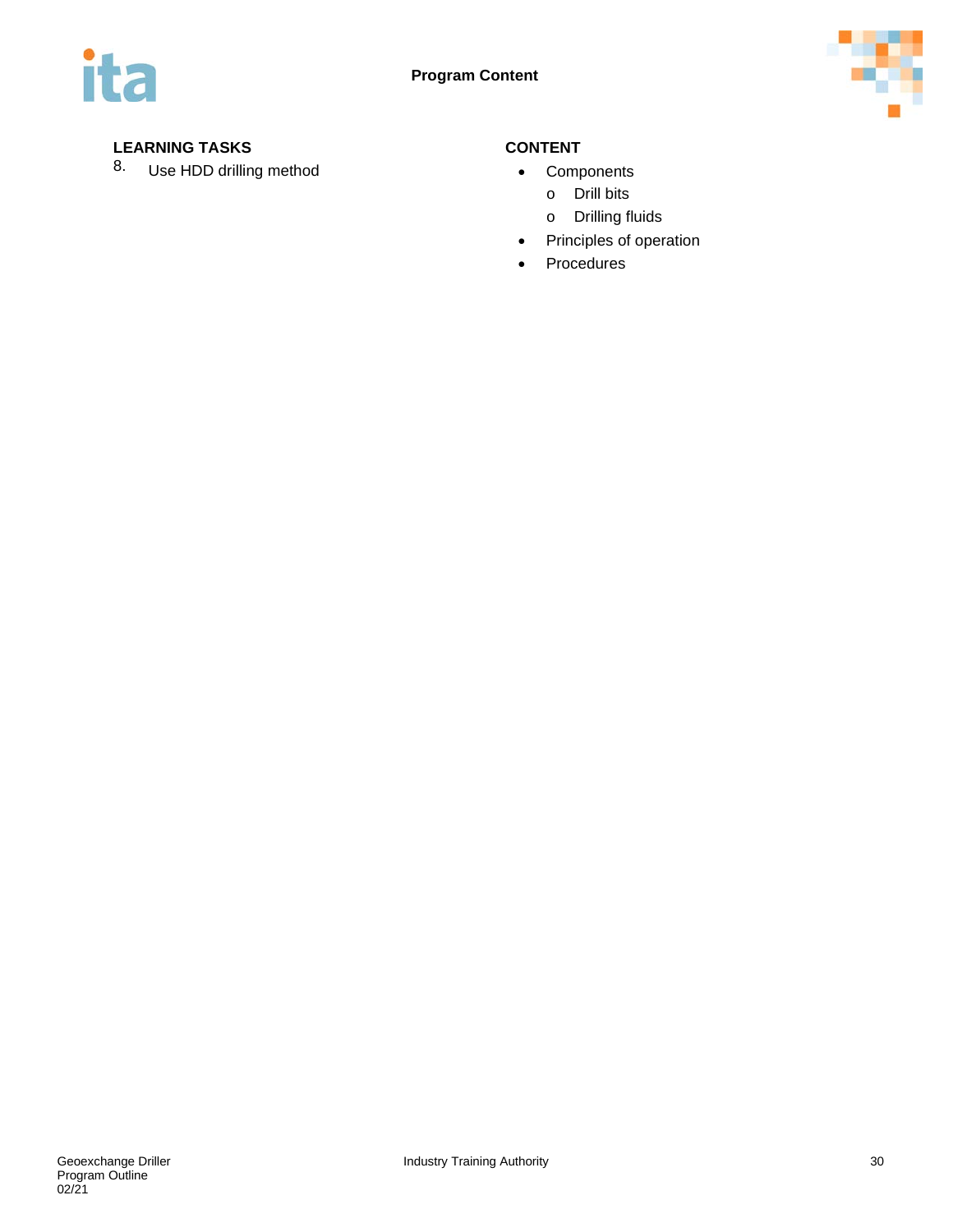## Program Content

| LEARNING TASKS | CONTENT |
| --- | --- |
| 8. Use HDD drilling method | • Components<br>  o Drill bits<br>  o Drilling fluids<br>• Principles of operation<br>• Procedures |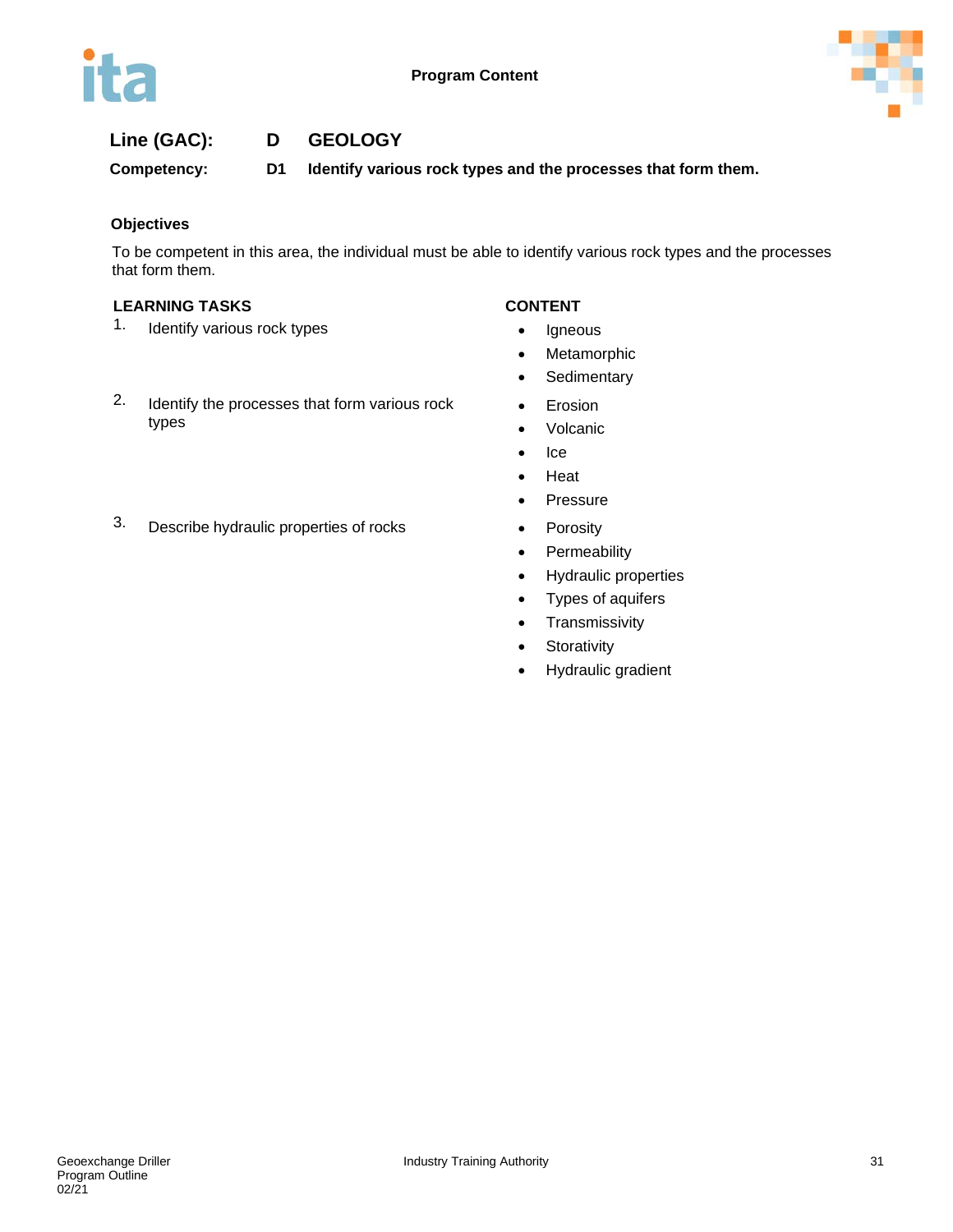**Program Content**

## Line (GAC): D GEOLOGY

**Competency: D1 Identify various rock types and the processes that form them.**

### Objectives

To be competent in this area, the individual must be able to identify various rock types and the processes that form them.

| LEARNING TASKS | CONTENT |
|---|---|
| 1. Identify various rock types | • Igneous<br>• Metamorphic<br>• Sedimentary |
| 2. Identify the processes that form various rock types | • Erosion<br>• Volcanic<br>• Ice<br>• Heat<br>• Pressure |
| 3. Describe hydraulic properties of rocks | • Porosity<br>• Permeability<br>• Hydraulic properties<br>• Types of aquifers<br>• Transmissivity<br>• Storativity<br>• Hydraulic gradient |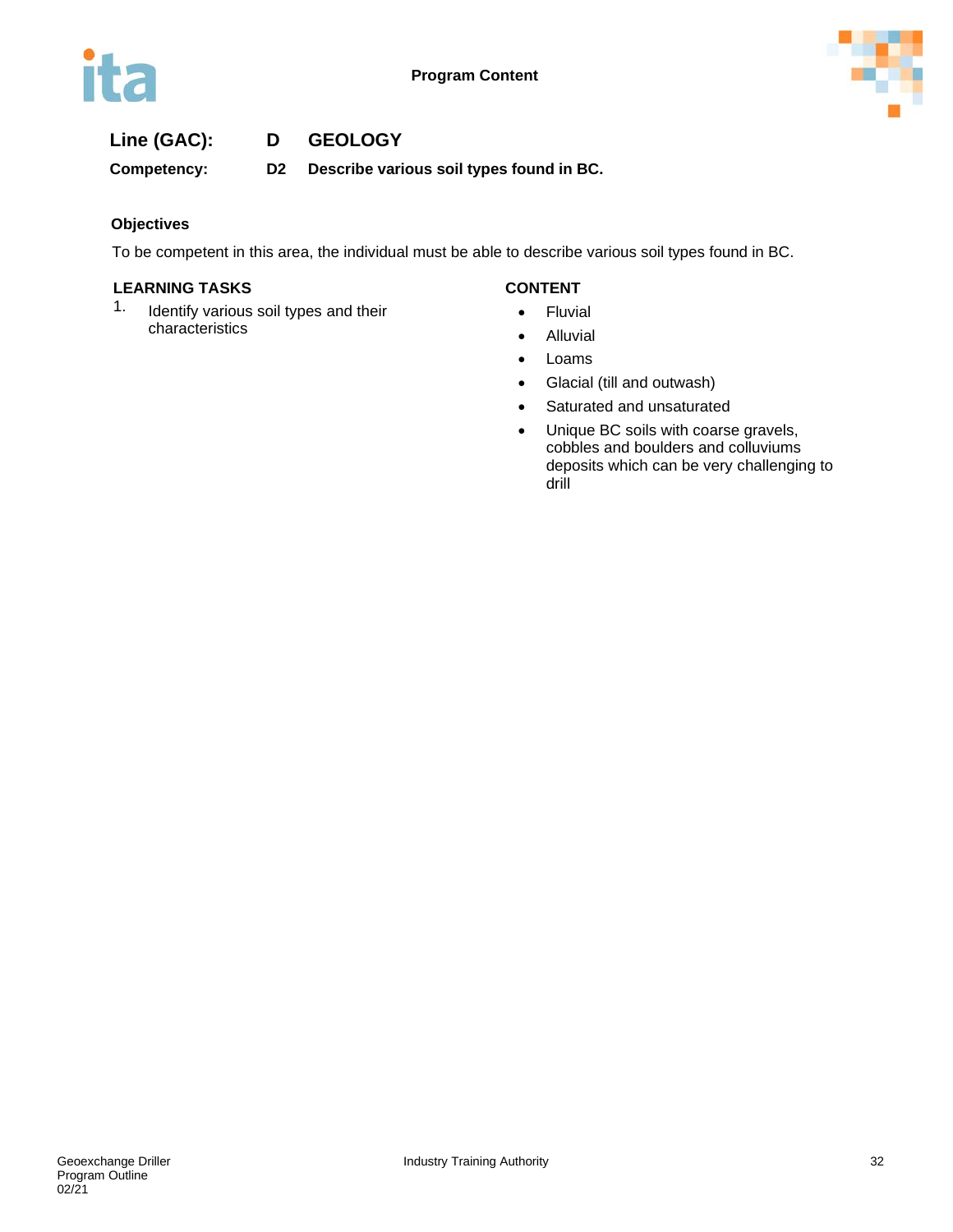**Line (GAC):** D GEOLOGY

**Competency:** D2 Describe various soil types found in BC.

### Objectives

To be competent in this area, the individual must be able to describe various soil types found in BC.

| LEARNING TASKS | CONTENT |
| --- | --- |
| 1. Identify various soil types and their characteristics | • Fluvial<br>• Alluvial<br>• Loams<br>• Glacial (till and outwash)<br>• Saturated and unsaturated<br>• Unique BC soils with coarse gravels, cobbles and boulders and colluviums deposits which can be very challenging to drill |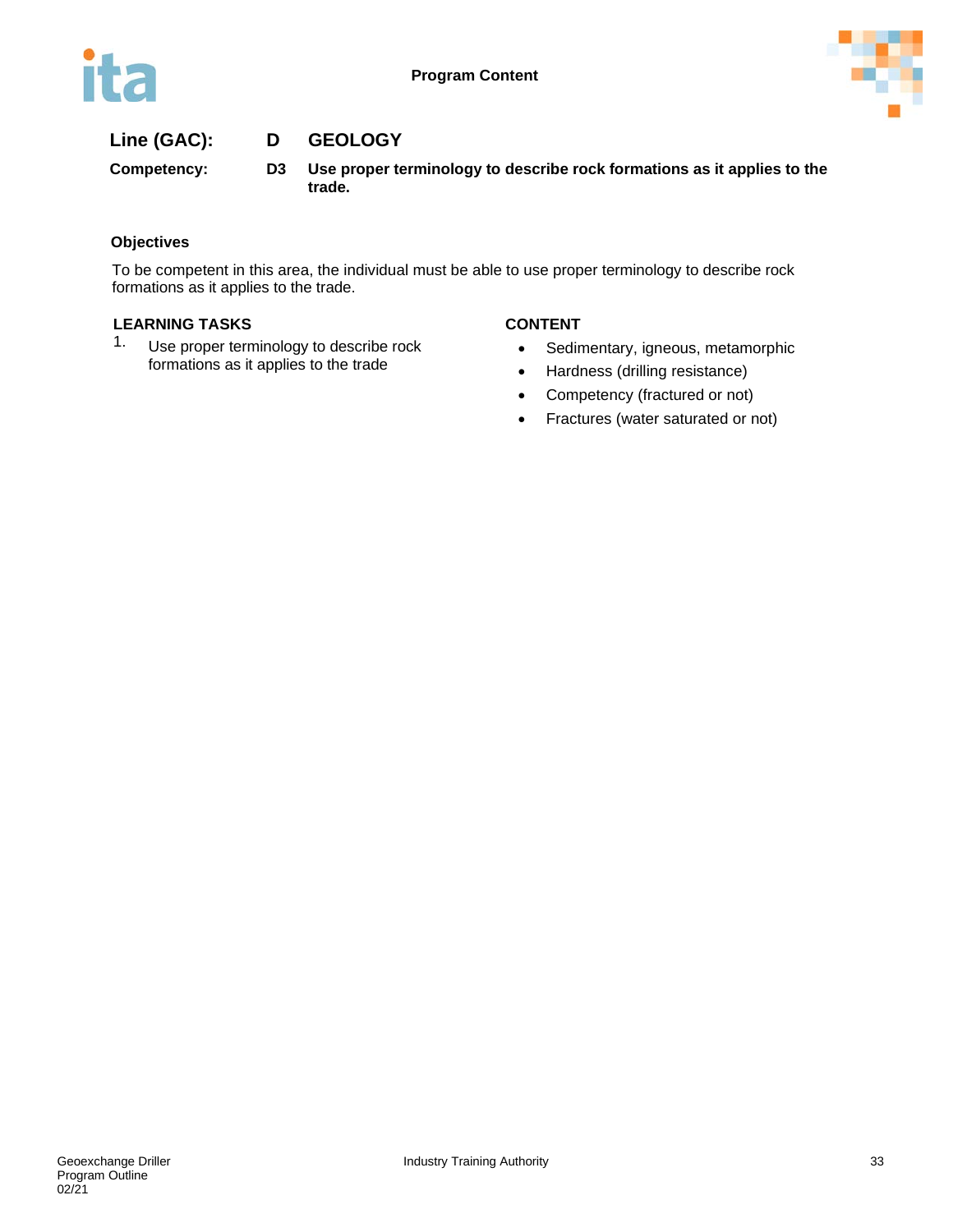**Line (GAC):** **D GEOLOGY**

**Competency:** **D3 Use proper terminology to describe rock formations as it applies to the trade.**

**Objectives**

To be competent in this area, the individual must be able to use proper terminology to describe rock formations as it applies to the trade.

| LEARNING TASKS | CONTENT |
|---|---|
| 1. Use proper terminology to describe rock formations as it applies to the trade | • Sedimentary, igneous, metamorphic<br>• Hardness (drilling resistance)<br>• Competency (fractured or not)<br>• Fractures (water saturated or not) |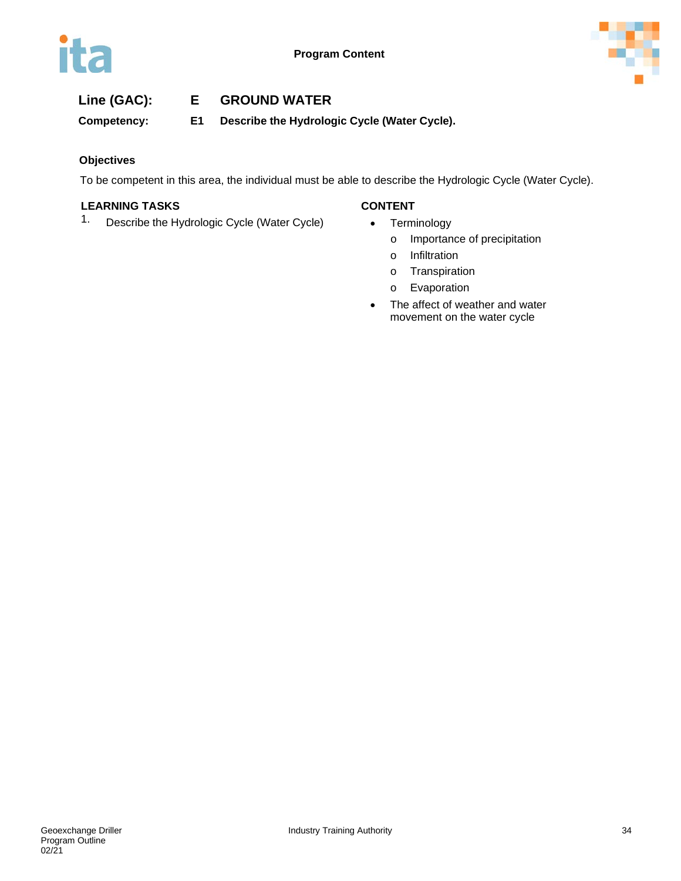**Line (GAC):** **E GROUND WATER**

**Competency:** **E1 Describe the Hydrologic Cycle (Water Cycle).**

**Objectives**

To be competent in this area, the individual must be able to describe the Hydrologic Cycle (Water Cycle).

| LEARNING TASKS | CONTENT |
|---|---|
| 1. Describe the Hydrologic Cycle (Water Cycle) | • Terminology<br>o Importance of precipitation<br>o Infiltration<br>o Transpiration<br>o Evaporation<br>• The affect of weather and water movement on the water cycle |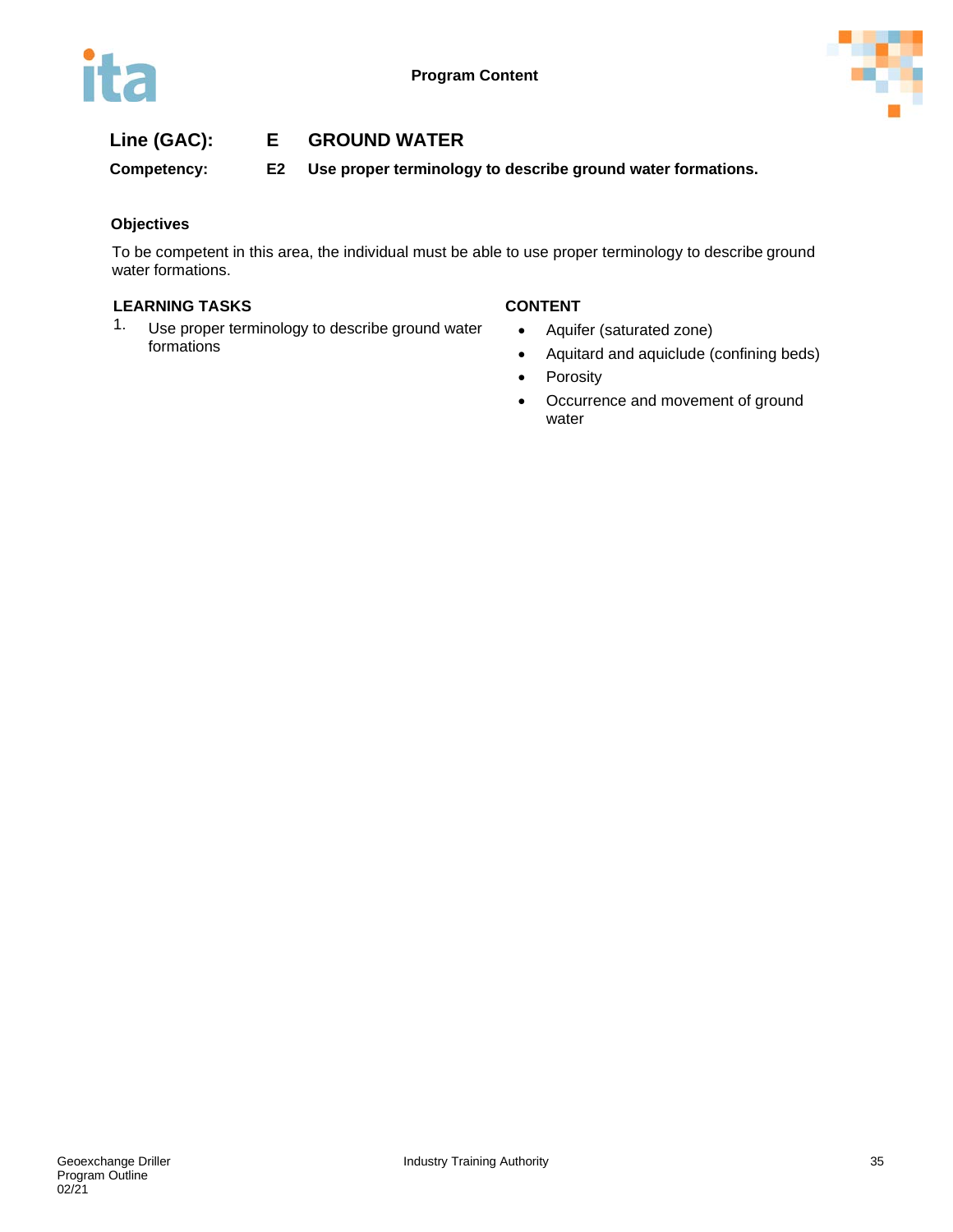**Program Content**

**Line (GAC): E GROUND WATER**

**Competency: E2 Use proper terminology to describe ground water formations.**

### Objectives

To be competent in this area, the individual must be able to use proper terminology to describe ground water formations.

| LEARNING TASKS | CONTENT |
| --- | --- |
| 1. Use proper terminology to describe ground water formations | • Aquifer (saturated zone)<br>• Aquitard and aquiclude (confining beds)<br>• Porosity<br>• Occurrence and movement of ground water |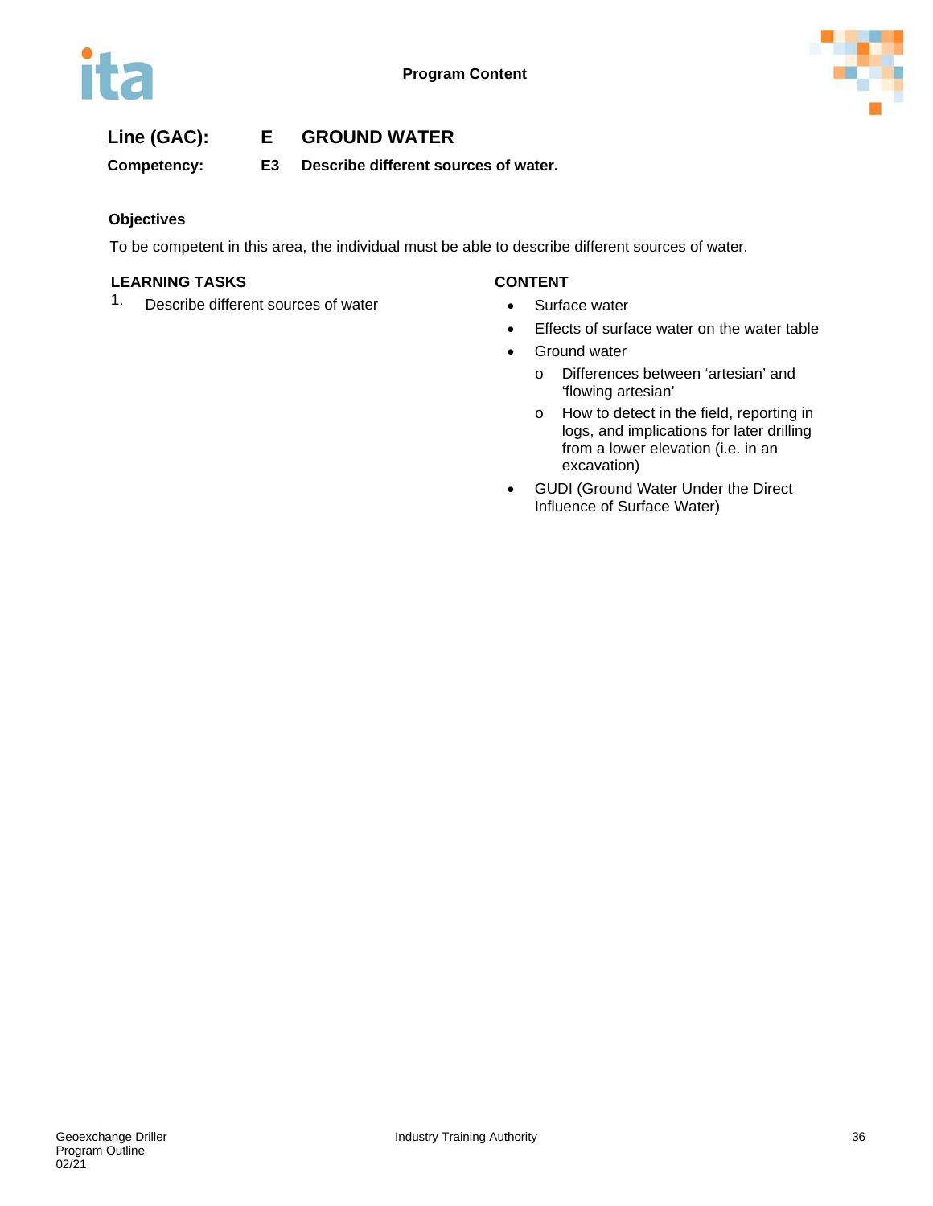**Line (GAC):** **E GROUND WATER**

**Competency:** **E3 Describe different sources of water.**

**Objectives**

To be competent in this area, the individual must be able to describe different sources of water.

| LEARNING TASKS | CONTENT |
| --- | --- |
| 1. Describe different sources of water | • Surface water<br>• Effects of surface water on the water table<br>• Ground water<br>  o Differences between ‘artesian’ and ‘flowing artesian’<br>  o How to detect in the field, reporting in logs, and implications for later drilling from a lower elevation (i.e. in an excavation)<br>• GUDI (Ground Water Under the Direct Influence of Surface Water) |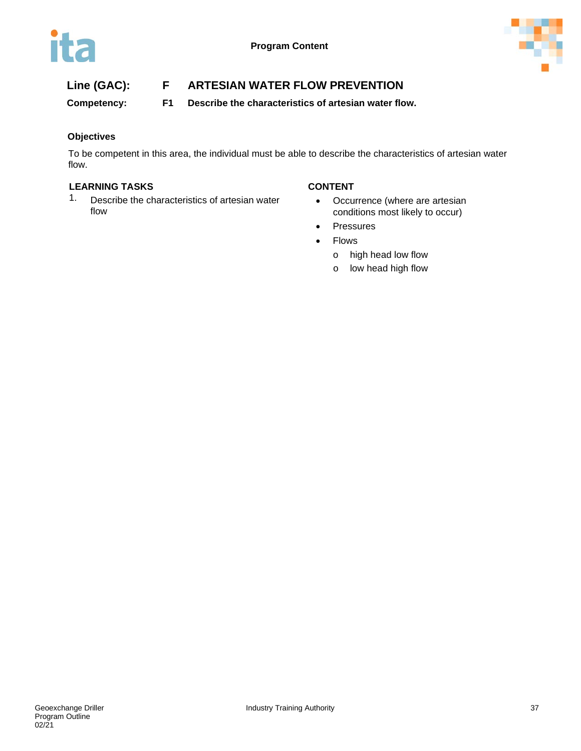**Line (GAC):** F **ARTESIAN WATER FLOW PREVENTION**

**Competency:** F1 **Describe the characteristics of artesian water flow.**

### Objectives

To be competent in this area, the individual must be able to describe the characteristics of artesian water flow.

| LEARNING TASKS | CONTENT |
| --- | --- |
| 1. Describe the characteristics of artesian water flow | • Occurrence (where are artesian conditions most likely to occur)<br>• Pressures<br>• Flows<br>  o high head low flow<br>  o low head high flow |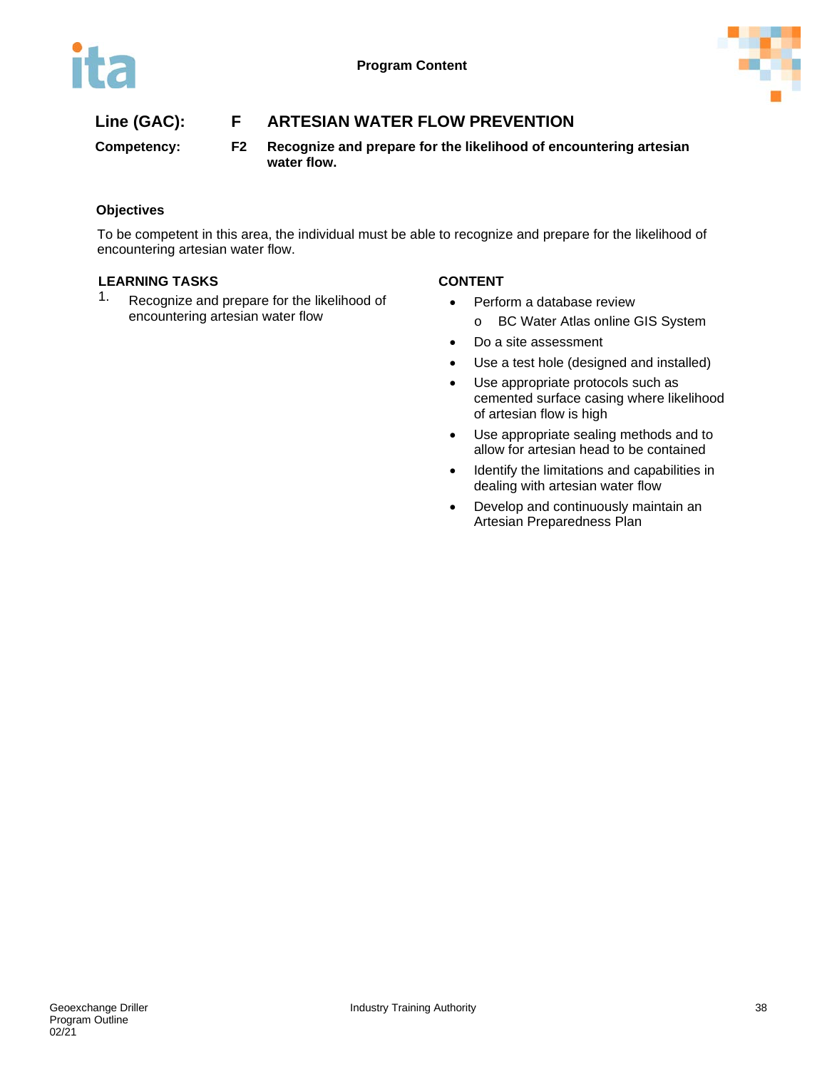**Line (GAC):** **F ARTESIAN WATER FLOW PREVENTION**

**Competency:** **F2 Recognize and prepare for the likelihood of encountering artesian water flow.**

### Objectives

To be competent in this area, the individual must be able to recognize and prepare for the likelihood of encountering artesian water flow.

| LEARNING TASKS | CONTENT |
| --- | --- |
| 1. Recognize and prepare for the likelihood of encountering artesian water flow | • Perform a database review<br>  o BC Water Atlas online GIS System<br>• Do a site assessment<br>• Use a test hole (designed and installed)<br>• Use appropriate protocols such as cemented surface casing where likelihood of artesian flow is high<br>• Use appropriate sealing methods and to allow for artesian head to be contained<br>• Identify the limitations and capabilities in dealing with artesian water flow<br>• Develop and continuously maintain an Artesian Preparedness Plan |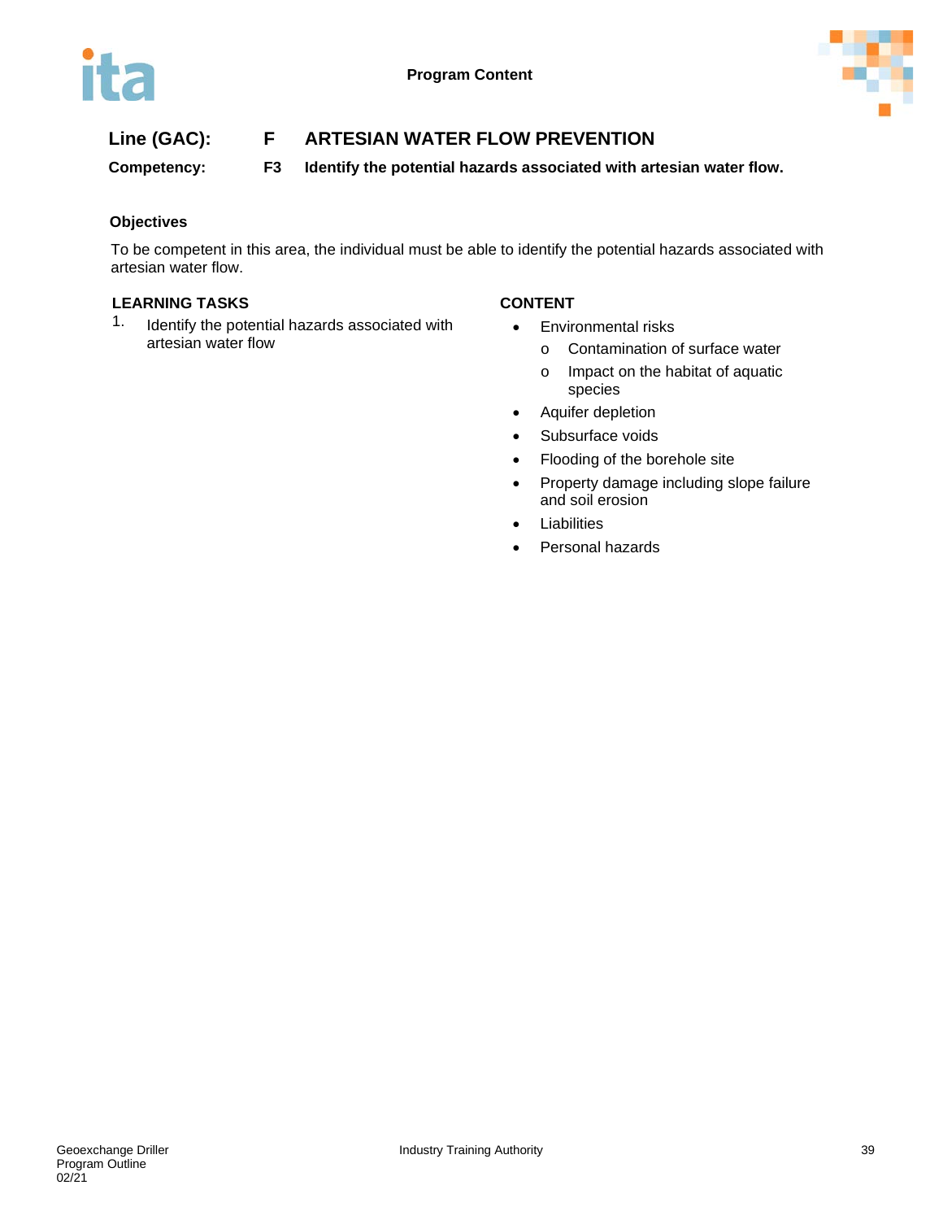**Line (GAC):** F ARTESIAN WATER FLOW PREVENTION

**Competency:** F3 Identify the potential hazards associated with artesian water flow.

**Objectives**

To be competent in this area, the individual must be able to identify the potential hazards associated with artesian water flow.

**LEARNING TASKS**

1. Identify the potential hazards associated with artesian water flow

**CONTENT**

- Environmental risks
  - Contamination of surface water
  - Impact on the habitat of aquatic species
- Aquifer depletion
- Subsurface voids
- Flooding of the borehole site
- Property damage including slope failure and soil erosion
- Liabilities
- Personal hazards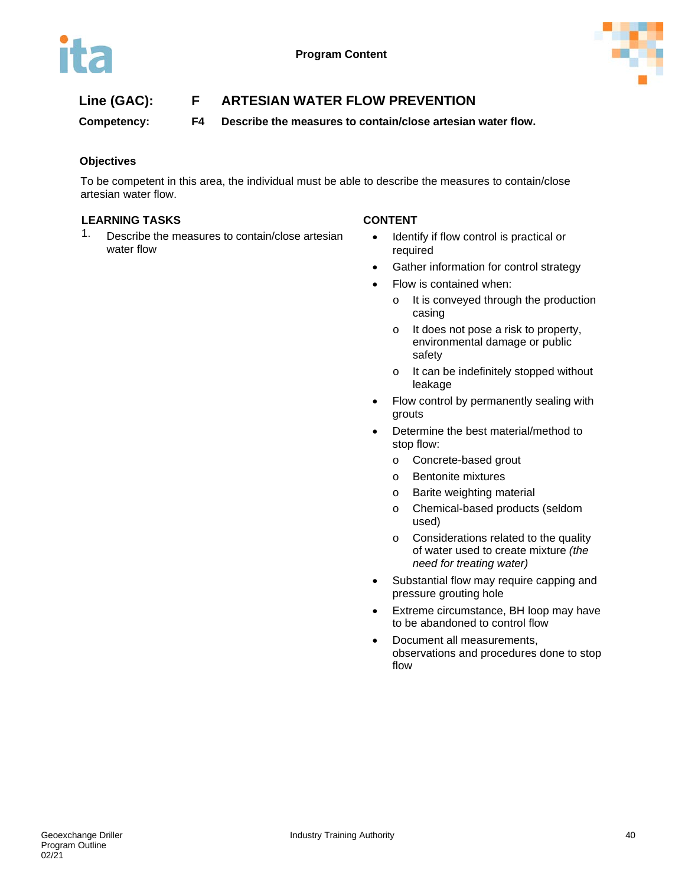**Line (GAC):** **F ARTESIAN WATER FLOW PREVENTION**

**Competency:** **F4 Describe the measures to contain/close artesian water flow.**

**Objectives**

To be competent in this area, the individual must be able to describe the measures to contain/close artesian water flow.

| LEARNING TASKS | CONTENT |
| --- | --- |
| 1. Describe the measures to contain/close artesian water flow | • Identify if flow control is practical or required<br>• Gather information for control strategy<br>• Flow is contained when:<br>  o It is conveyed through the production casing<br>  o It does not pose a risk to property, environmental damage or public safety<br>  o It can be indefinitely stopped without leakage<br>• Flow control by permanently sealing with grouts<br>• Determine the best material/method to stop flow:<br>  o Concrete-based grout<br>  o Bentonite mixtures<br>  o Barite weighting material<br>  o Chemical-based products (seldom used)<br>  o Considerations related to the quality of water used to create mixture *(the need for treating water)*<br>• Substantial flow may require capping and pressure grouting hole<br>• Extreme circumstance, BH loop may have to be abandoned to control flow<br>• Document all measurements, observations and procedures done to stop flow |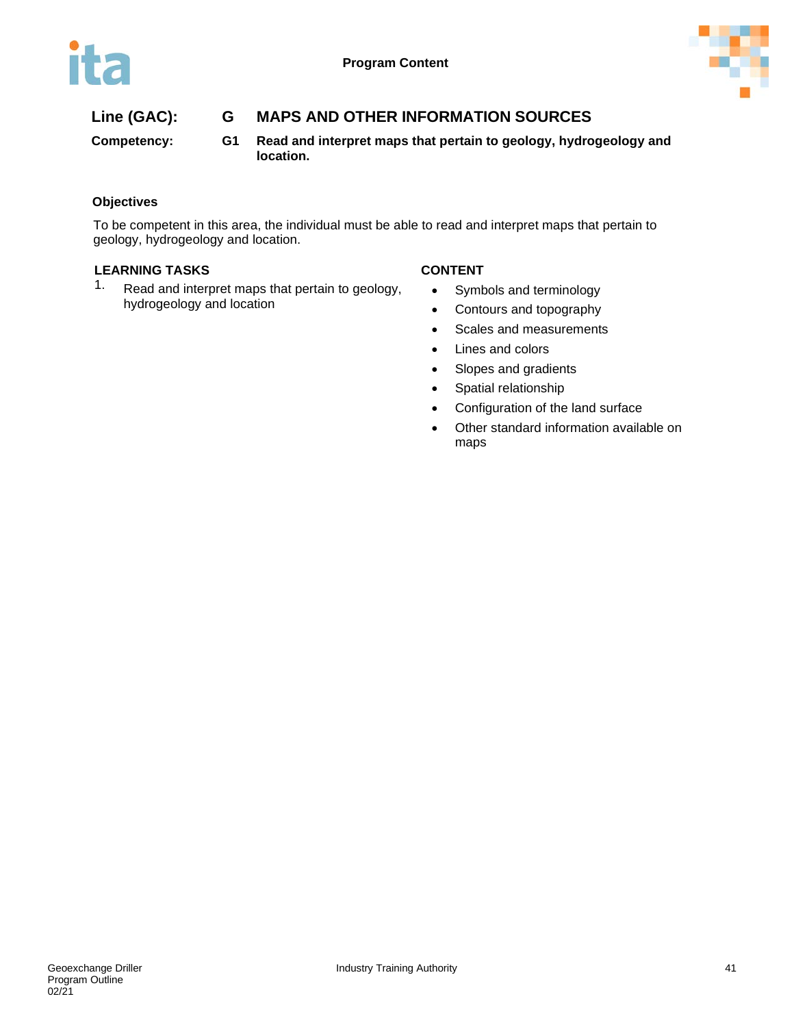Program Content

**Line (GAC):** **G** **MAPS AND OTHER INFORMATION SOURCES**

**Competency:** **G1** **Read and interpret maps that pertain to geology, hydrogeology and location.**

### Objectives

To be competent in this area, the individual must be able to read and interpret maps that pertain to geology, hydrogeology and location.

**LEARNING TASKS**

1. Read and interpret maps that pertain to geology, hydrogeology and location

**CONTENT**

- Symbols and terminology
- Contours and topography
- Scales and measurements
- Lines and colors
- Slopes and gradients
- Spatial relationship
- Configuration of the land surface
- Other standard information available on maps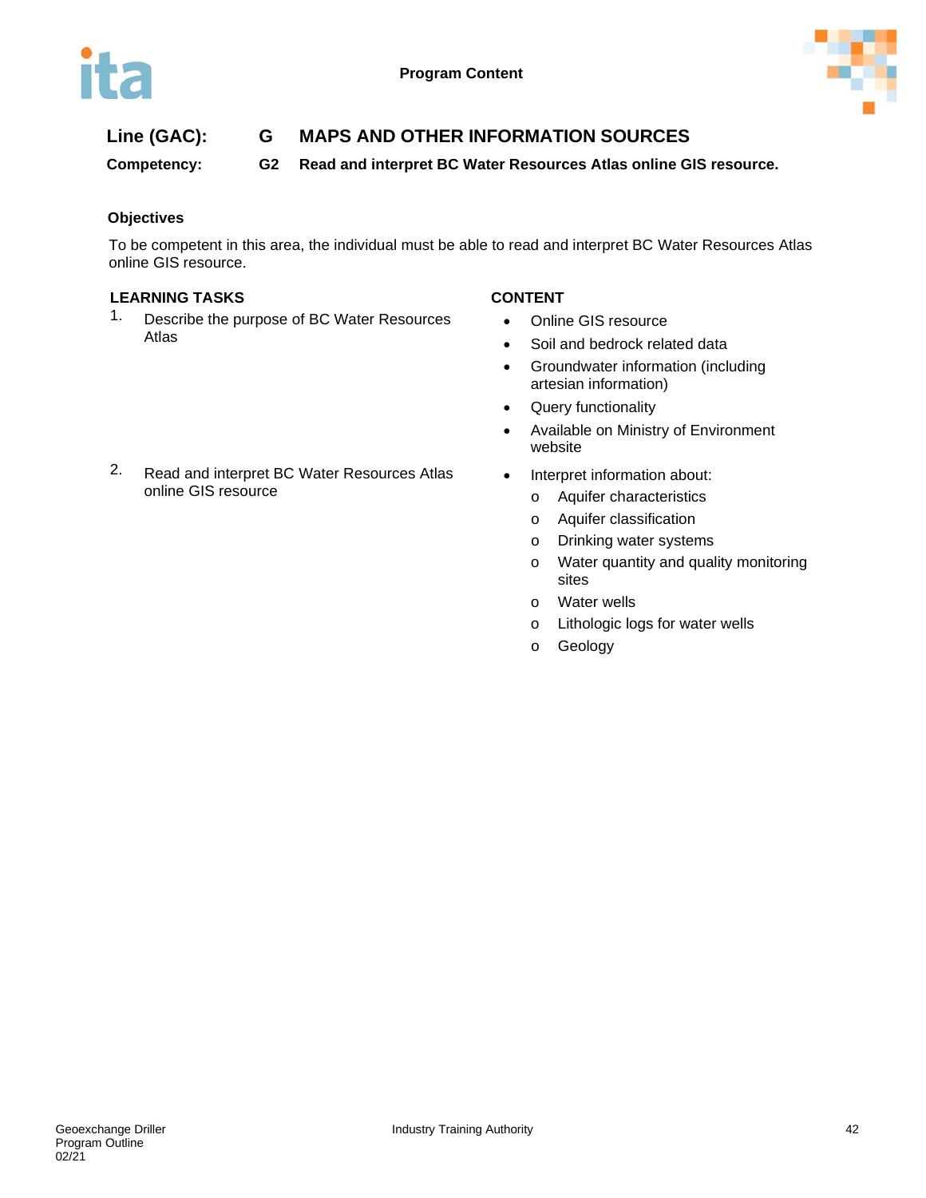Line (GAC): **G MAPS AND OTHER INFORMATION SOURCES**

Competency: **G2 Read and interpret BC Water Resources Atlas online GIS resource.**

### Objectives

To be competent in this area, the individual must be able to read and interpret BC Water Resources Atlas online GIS resource.

| LEARNING TASKS | CONTENT |
| --- | --- |
| 1. Describe the purpose of BC Water Resources Atlas | • Online GIS resource<br>• Soil and bedrock related data<br>• Groundwater information (including artesian information)<br>• Query functionality<br>• Available on Ministry of Environment website |
| 2. Read and interpret BC Water Resources Atlas online GIS resource | • Interpret information about:<br>  o Aquifer characteristics<br>  o Aquifer classification<br>  o Drinking water systems<br>  o Water quantity and quality monitoring sites<br>  o Water wells<br>  o Lithologic logs for water wells<br>  o Geology |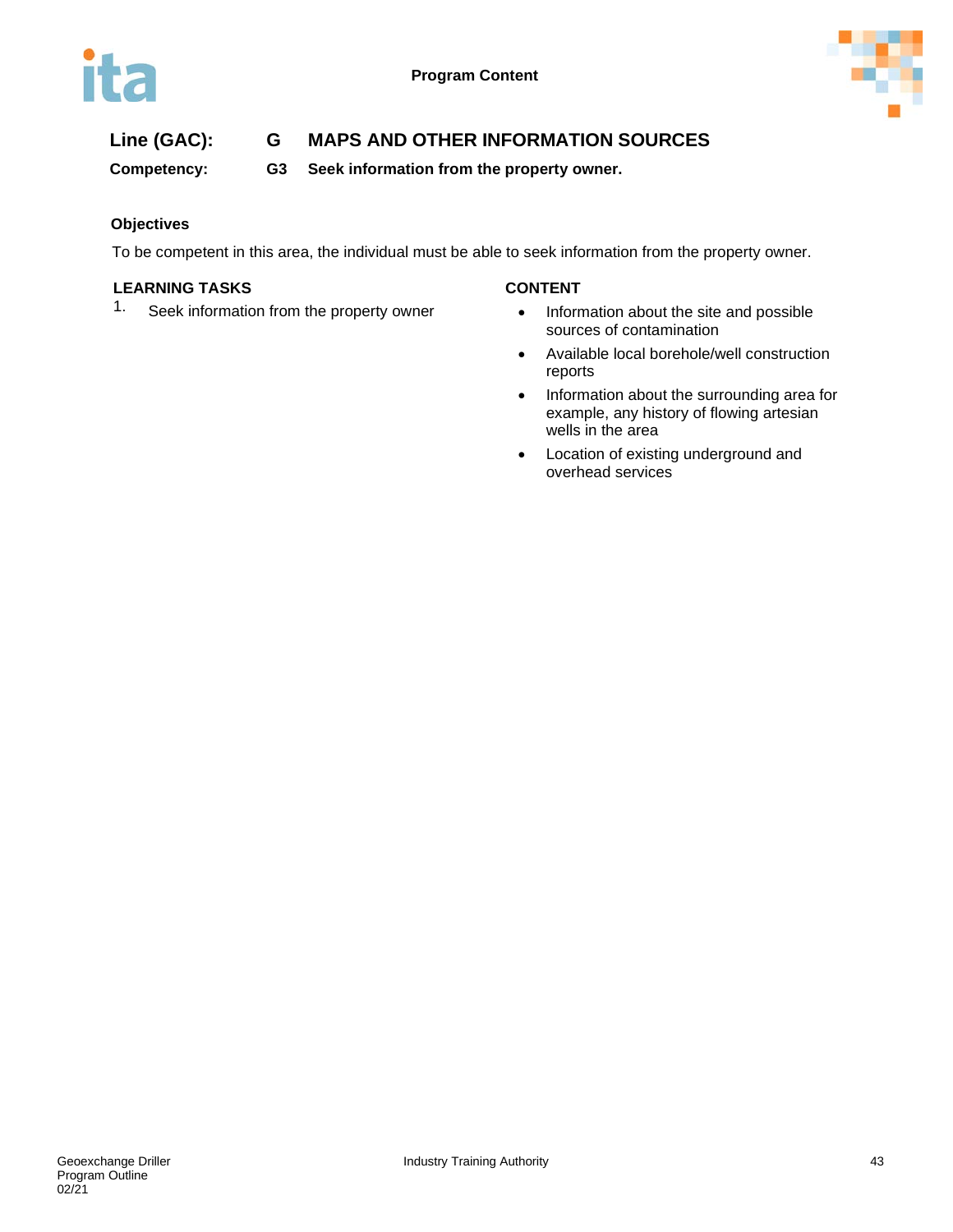**Line (GAC):** **G** **MAPS AND OTHER INFORMATION SOURCES**

**Competency:** **G3** **Seek information from the property owner.**

### Objectives

To be competent in this area, the individual must be able to seek information from the property owner.

| LEARNING TASKS | CONTENT |
|---|---|
| 1. Seek information from the property owner | • Information about the site and possible sources of contamination<br>• Available local borehole/well construction reports<br>• Information about the surrounding area for example, any history of flowing artesian wells in the area<br>• Location of existing underground and overhead services |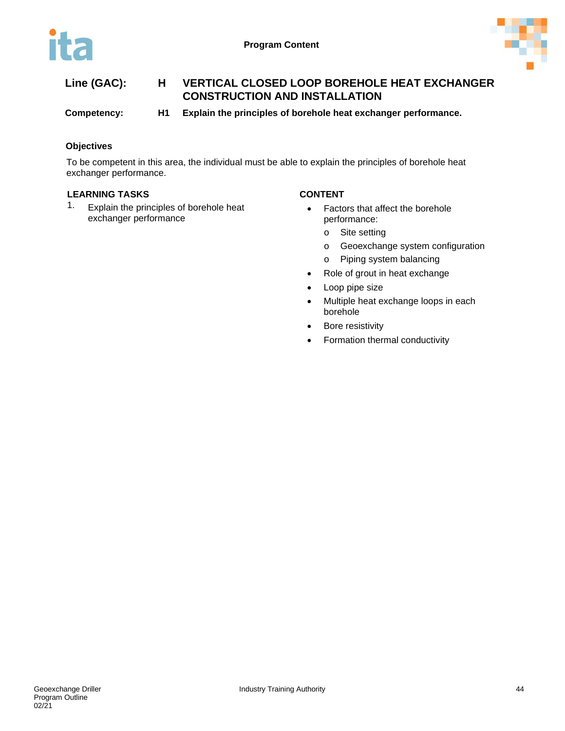**Line (GAC):** **H** **VERTICAL CLOSED LOOP BOREHOLE HEAT EXCHANGER CONSTRUCTION AND INSTALLATION**

**Competency:** **H1** **Explain the principles of borehole heat exchanger performance.**

### Objectives

To be competent in this area, the individual must be able to explain the principles of borehole heat exchanger performance.

| LEARNING TASKS | CONTENT |
|---|---|
| 1. Explain the principles of borehole heat exchanger performance | • Factors that affect the borehole performance:<br>  o Site setting<br>  o Geoexchange system configuration<br>  o Piping system balancing<br>• Role of grout in heat exchange<br>• Loop pipe size<br>• Multiple heat exchange loops in each borehole<br>• Bore resistivity<br>• Formation thermal conductivity |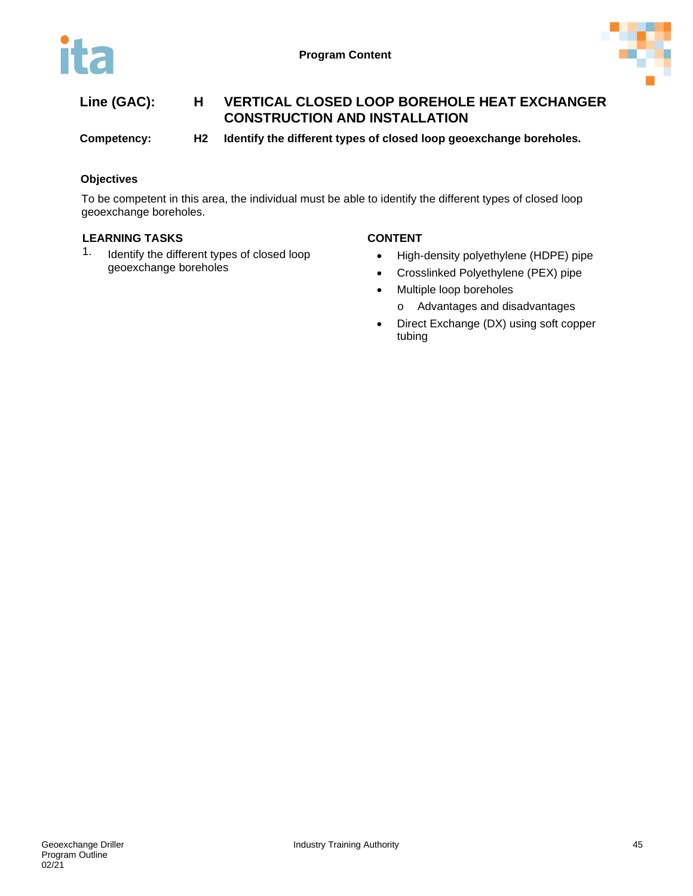**Line (GAC):** **H** **VERTICAL CLOSED LOOP BOREHOLE HEAT EXCHANGER CONSTRUCTION AND INSTALLATION**

**Competency:** **H2** **Identify the different types of closed loop geoexchange boreholes.**

### Objectives

To be competent in this area, the individual must be able to identify the different types of closed loop geoexchange boreholes.

| LEARNING TASKS | CONTENT |
|---|---|
| 1. Identify the different types of closed loop geoexchange boreholes | • High-density polyethylene (HDPE) pipe<br>• Crosslinked Polyethylene (PEX) pipe<br>• Multiple loop boreholes<br>&nbsp;&nbsp;&nbsp;&nbsp;o Advantages and disadvantages<br>• Direct Exchange (DX) using soft copper tubing |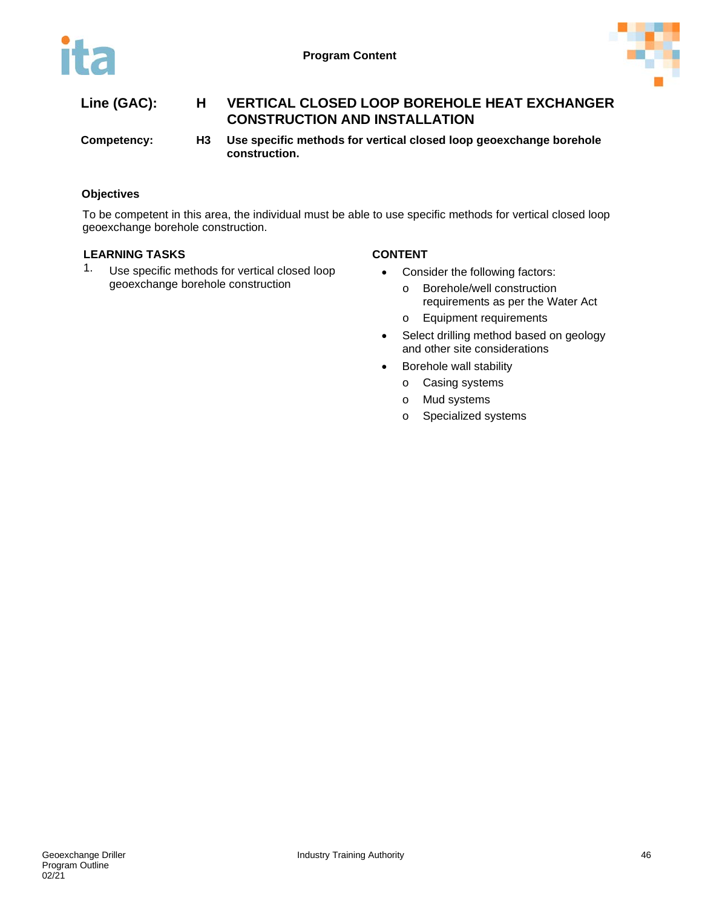**Line (GAC):** **H VERTICAL CLOSED LOOP BOREHOLE HEAT EXCHANGER CONSTRUCTION AND INSTALLATION**

**Competency:** **H3 Use specific methods for vertical closed loop geoexchange borehole construction.**

### Objectives

To be competent in this area, the individual must be able to use specific methods for vertical closed loop geoexchange borehole construction.

| LEARNING TASKS | CONTENT |
| --- | --- |
| 1. Use specific methods for vertical closed loop geoexchange borehole construction | • Consider the following factors:<br>o Borehole/well construction requirements as per the Water Act<br>o Equipment requirements<br>• Select drilling method based on geology and other site considerations<br>• Borehole wall stability<br>o Casing systems<br>o Mud systems<br>o Specialized systems |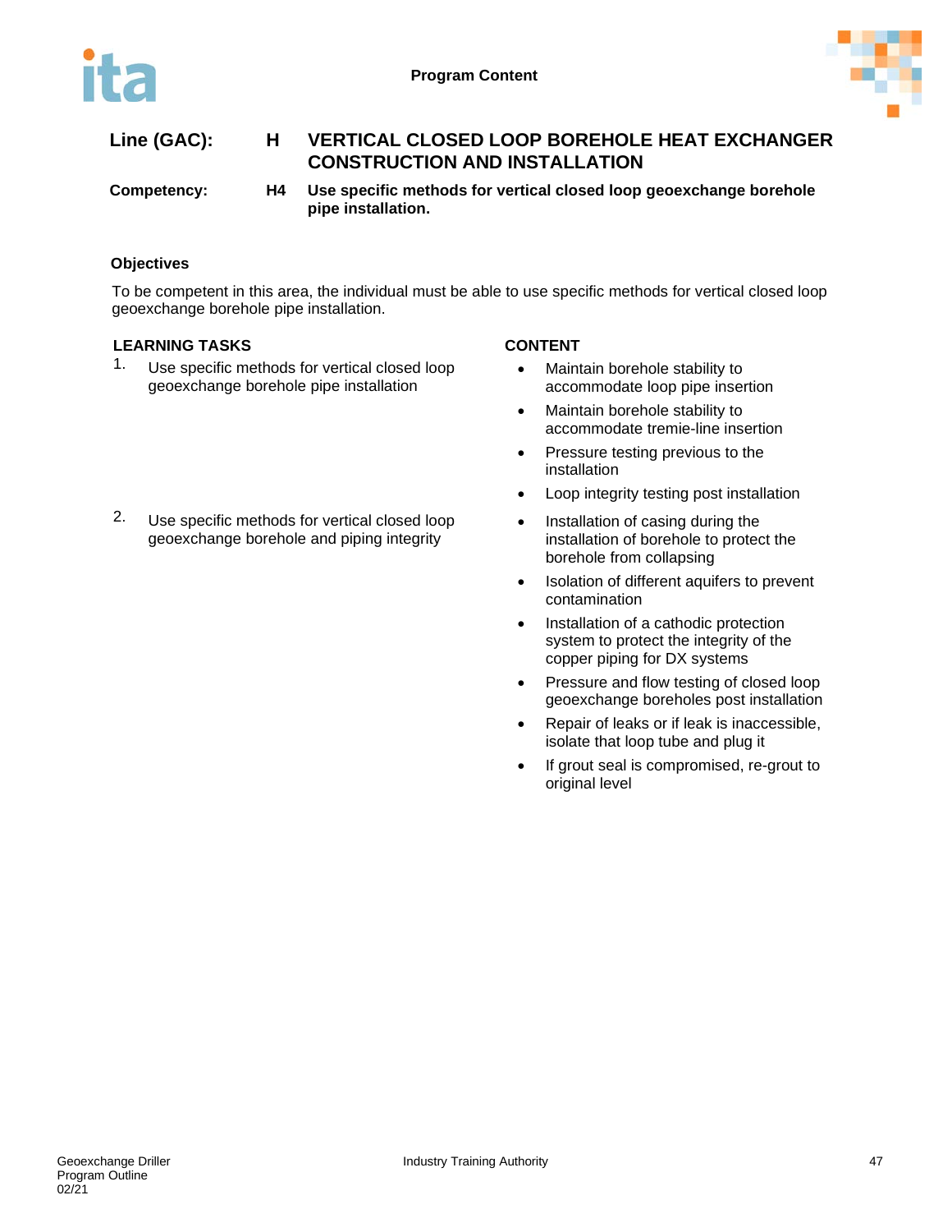**Line (GAC):** **H** **VERTICAL CLOSED LOOP BOREHOLE HEAT EXCHANGER CONSTRUCTION AND INSTALLATION**

**Competency:** **H4** **Use specific methods for vertical closed loop geoexchange borehole pipe installation.**

### Objectives

To be competent in this area, the individual must be able to use specific methods for vertical closed loop geoexchange borehole pipe installation.

| LEARNING TASKS | CONTENT |
| --- | --- |
| 1. Use specific methods for vertical closed loop geoexchange borehole pipe installation | • Maintain borehole stability to accommodate loop pipe insertion<br>• Maintain borehole stability to accommodate tremie-line insertion<br>• Pressure testing previous to the installation<br>• Loop integrity testing post installation |
| 2. Use specific methods for vertical closed loop geoexchange borehole and piping integrity | • Installation of casing during the installation of borehole to protect the borehole from collapsing<br>• Isolation of different aquifers to prevent contamination<br>• Installation of a cathodic protection system to protect the integrity of the copper piping for DX systems<br>• Pressure and flow testing of closed loop geoexchange boreholes post installation<br>• Repair of leaks or if leak is inaccessible, isolate that loop tube and plug it<br>• If grout seal is compromised, re-grout to original level |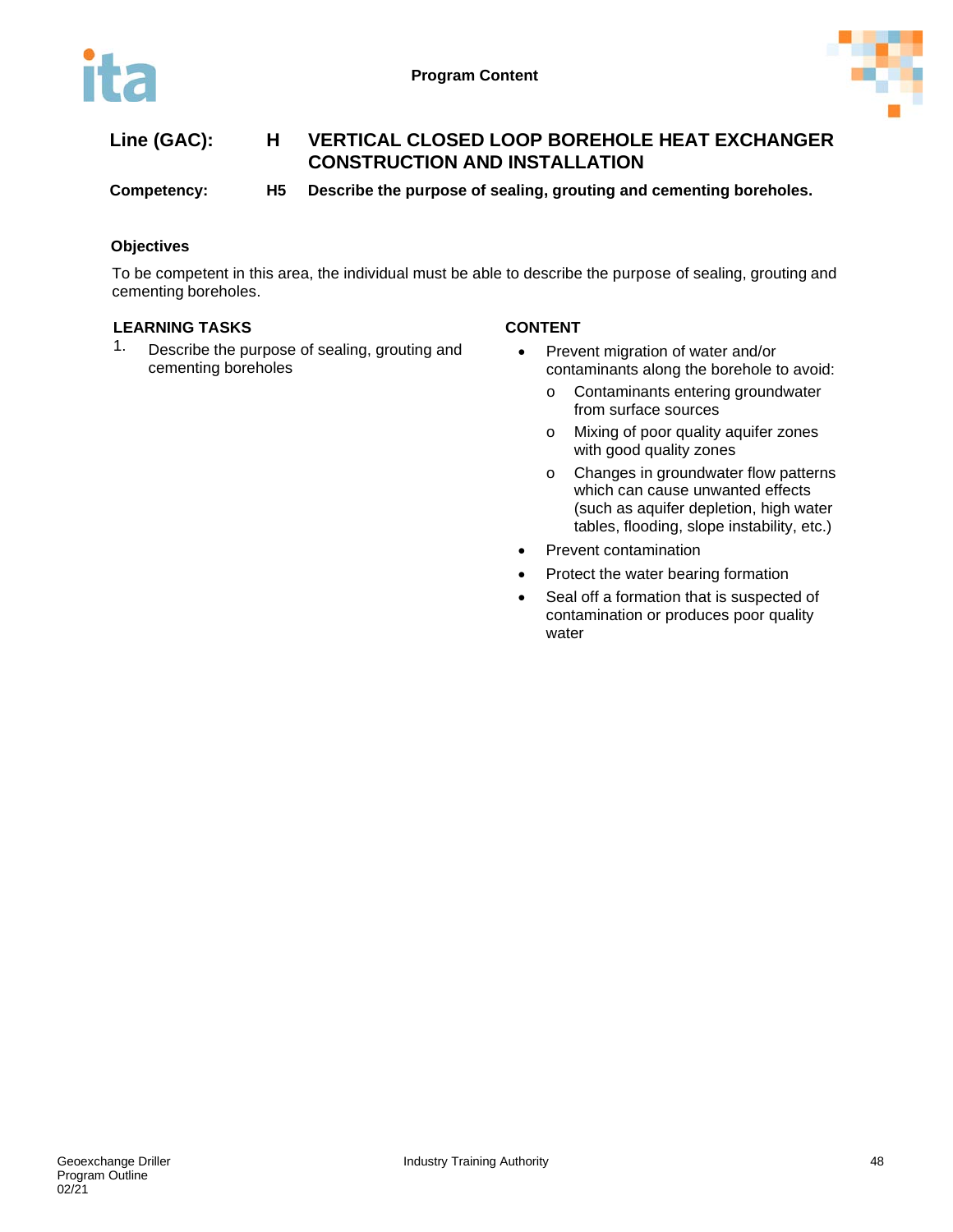**Line (GAC):** **H** **VERTICAL CLOSED LOOP BOREHOLE HEAT EXCHANGER CONSTRUCTION AND INSTALLATION**

**Competency:** **H5** **Describe the purpose of sealing, grouting and cementing boreholes.**

### Objectives

To be competent in this area, the individual must be able to describe the purpose of sealing, grouting and cementing boreholes.

| LEARNING TASKS | CONTENT |
|---|---|
| 1. Describe the purpose of sealing, grouting and cementing boreholes | • Prevent migration of water and/or contaminants along the borehole to avoid:<br>o Contaminants entering groundwater from surface sources<br>o Mixing of poor quality aquifer zones with good quality zones<br>o Changes in groundwater flow patterns which can cause unwanted effects (such as aquifer depletion, high water tables, flooding, slope instability, etc.)<br>• Prevent contamination<br>• Protect the water bearing formation<br>• Seal off a formation that is suspected of contamination or produces poor quality water |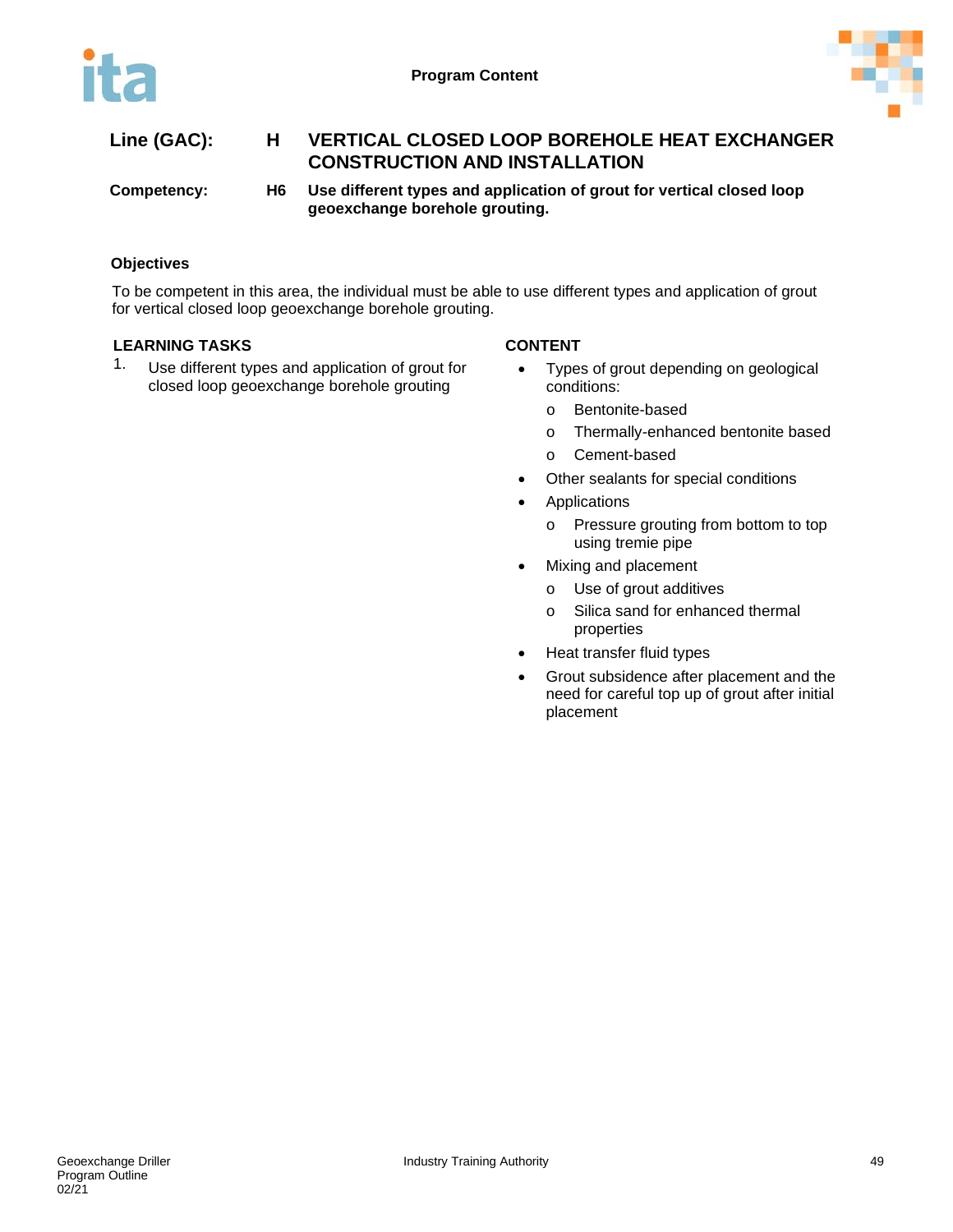**Line (GAC):** **H** **VERTICAL CLOSED LOOP BOREHOLE HEAT EXCHANGER CONSTRUCTION AND INSTALLATION**

**Competency:** **H6** **Use different types and application of grout for vertical closed loop geoexchange borehole grouting.**

### Objectives

To be competent in this area, the individual must be able to use different types and application of grout for vertical closed loop geoexchange borehole grouting.

#### LEARNING TASKS

1. Use different types and application of grout for closed loop geoexchange borehole grouting

#### CONTENT

- Types of grout depending on geological conditions:
  - Bentonite-based
  - Thermally-enhanced bentonite based
  - Cement-based
- Other sealants for special conditions
- Applications
  - Pressure grouting from bottom to top using tremie pipe
- Mixing and placement
  - Use of grout additives
  - Silica sand for enhanced thermal properties
- Heat transfer fluid types
- Grout subsidence after placement and the need for careful top up of grout after initial placement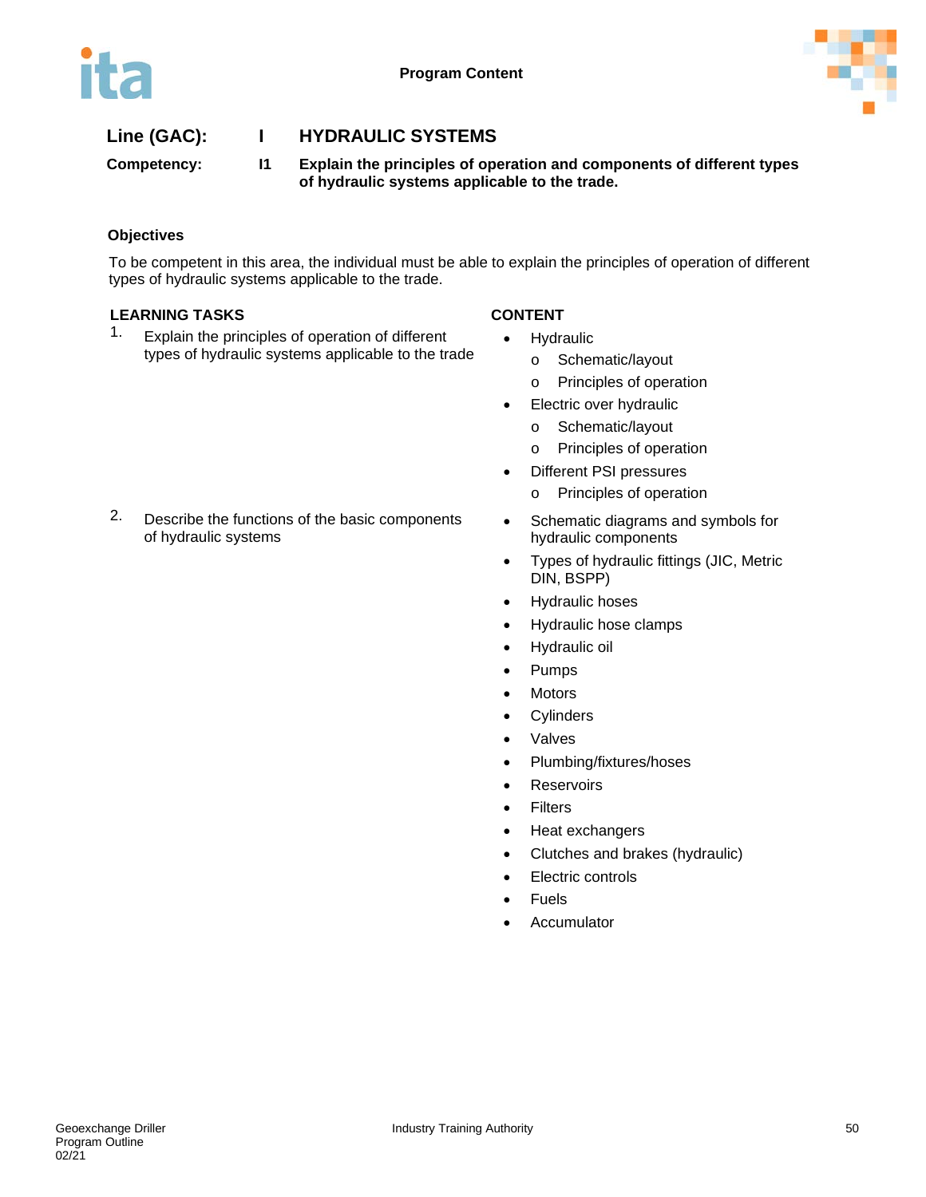# Program Content

## Line (GAC): I HYDRAULIC SYSTEMS

**Competency: I1 Explain the principles of operation and components of different types of hydraulic systems applicable to the trade.**

### Objectives

To be competent in this area, the individual must be able to explain the principles of operation of different types of hydraulic systems applicable to the trade.

| LEARNING TASKS | CONTENT |
|---|---|
| 1. Explain the principles of operation of different types of hydraulic systems applicable to the trade | • Hydraulic<br>  o Schematic/layout<br>  o Principles of operation<br>• Electric over hydraulic<br>  o Schematic/layout<br>  o Principles of operation<br>• Different PSI pressures<br>  o Principles of operation |
| 2. Describe the functions of the basic components of hydraulic systems | • Schematic diagrams and symbols for hydraulic components<br>• Types of hydraulic fittings (JIC, Metric DIN, BSPP)<br>• Hydraulic hoses<br>• Hydraulic hose clamps<br>• Hydraulic oil<br>• Pumps<br>• Motors<br>• Cylinders<br>• Valves<br>• Plumbing/fixtures/hoses<br>• Reservoirs<br>• Filters<br>• Heat exchangers<br>• Clutches and brakes (hydraulic)<br>• Electric controls<br>• Fuels<br>• Accumulator |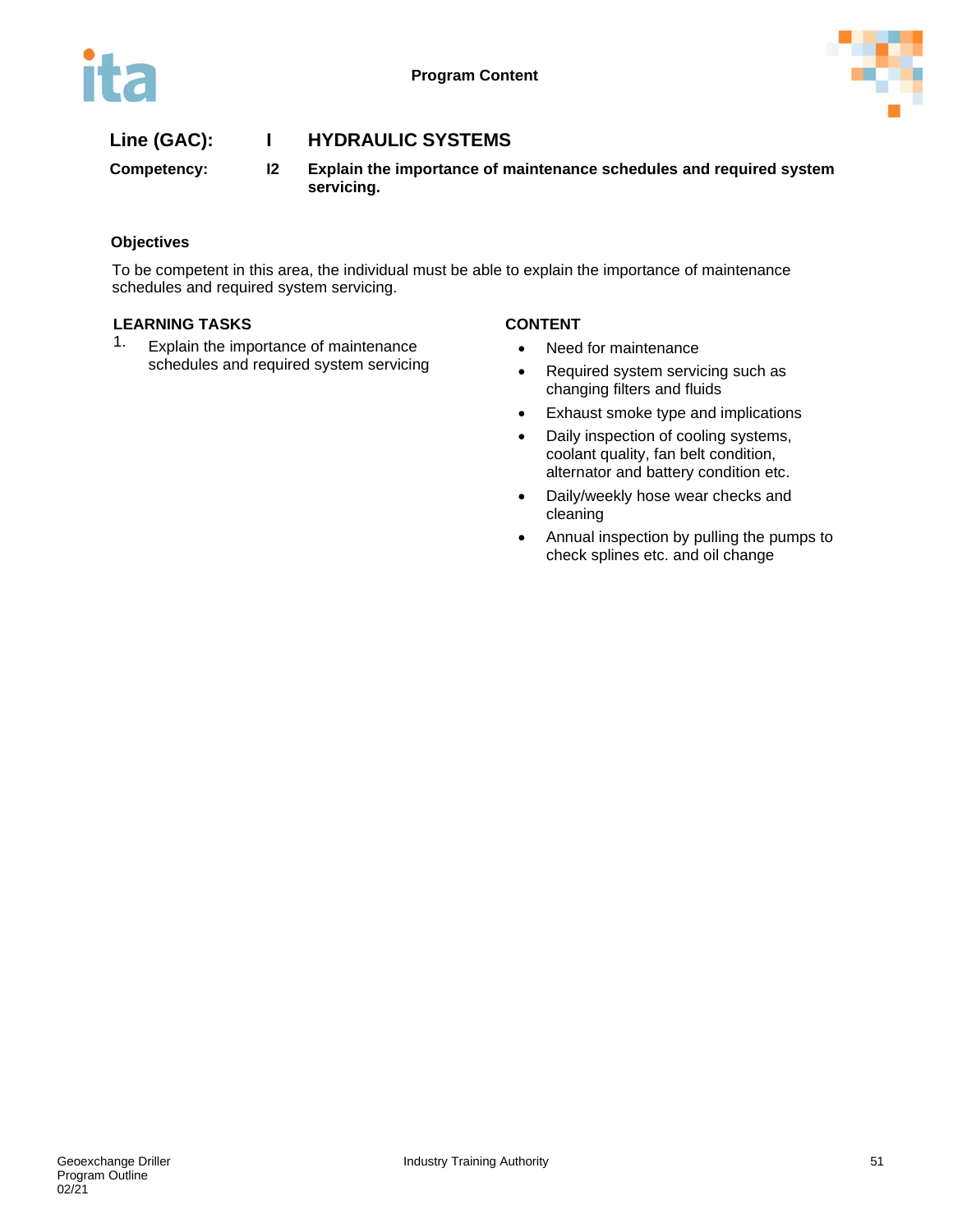**Line (GAC):** I **HYDRAULIC SYSTEMS**

**Competency:** I2 **Explain the importance of maintenance schedules and required system servicing.**

### Objectives

To be competent in this area, the individual must be able to explain the importance of maintenance schedules and required system servicing.

### LEARNING TASKS

1. Explain the importance of maintenance schedules and required system servicing

### CONTENT

- Need for maintenance
- Required system servicing such as changing filters and fluids
- Exhaust smoke type and implications
- Daily inspection of cooling systems, coolant quality, fan belt condition, alternator and battery condition etc.
- Daily/weekly hose wear checks and cleaning
- Annual inspection by pulling the pumps to check splines etc. and oil change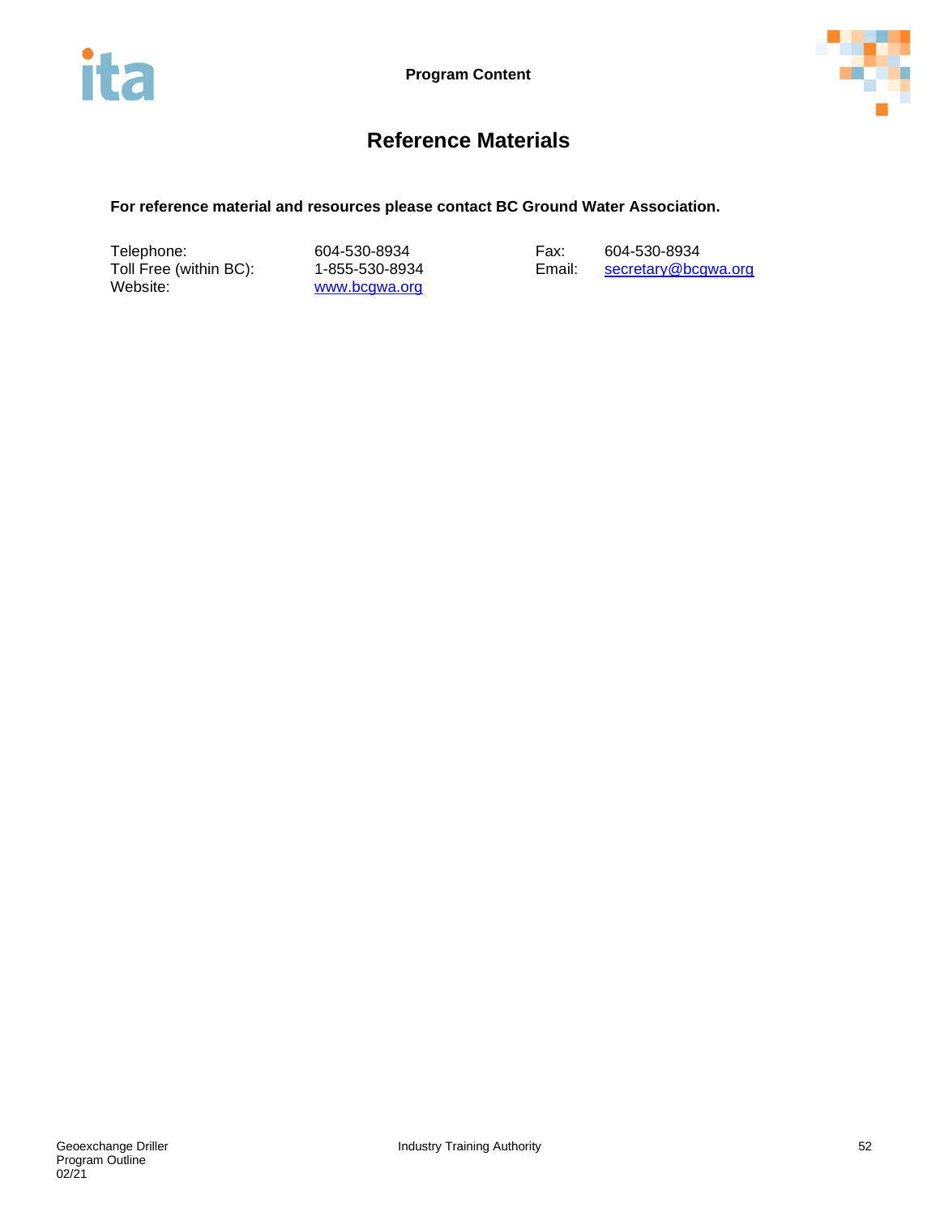# Reference Materials

**For reference material and resources please contact BC Ground Water Association.**

| | | | |
|---|---|---|---|
| Telephone: | 604-530-8934 | Fax: | 604-530-8934 |
| Toll Free (within BC): | 1-855-530-8934 | Email: | secretary@bcgwa.org |
| Website: | www.bcgwa.org | | |